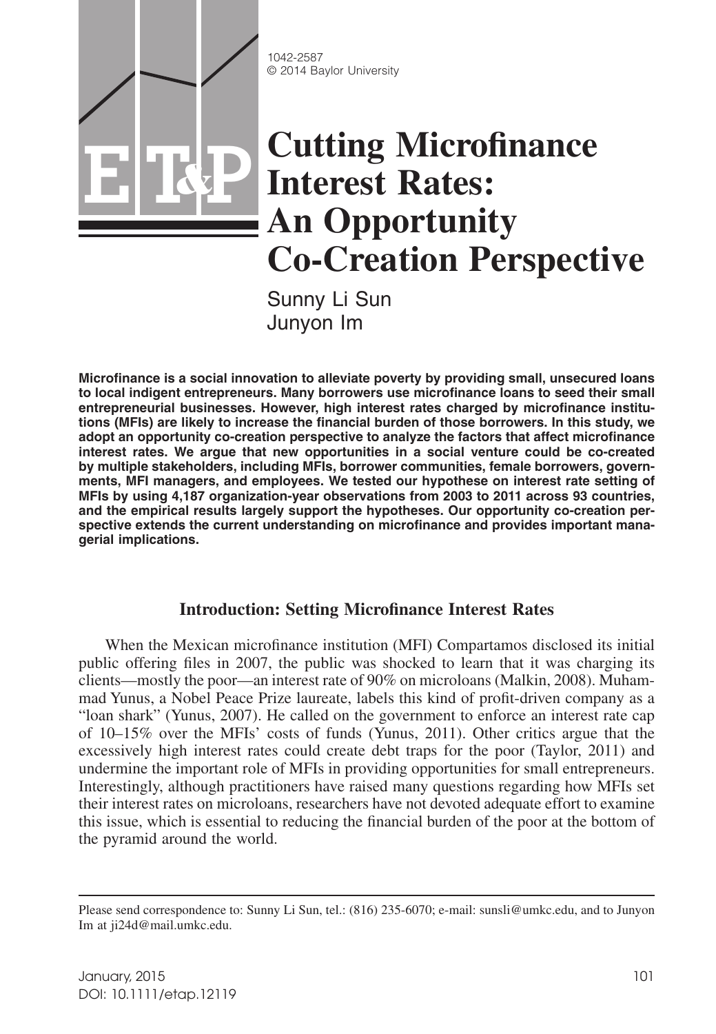# Cutting Microfinance Interest Rates: An Opportunity Co-Creation Perspective

Sunny Li Sun
Junyon Im

**Microfinance is a social innovation to alleviate poverty by providing small, unsecured loans to local indigent entrepreneurs. Many borrowers use microfinance loans to seed their small entrepreneurial businesses. However, high interest rates charged by microfinance institutions (MFIs) are likely to increase the financial burden of those borrowers. In this study, we adopt an opportunity co-creation perspective to analyze the factors that affect microfinance interest rates. We argue that new opportunities in a social venture could be co-created by multiple stakeholders, including MFIs, borrower communities, female borrowers, governments, MFI managers, and employees. We tested our hypothese on interest rate setting of MFIs by using 4,187 organization-year observations from 2003 to 2011 across 93 countries, and the empirical results largely support the hypotheses. Our opportunity co-creation perspective extends the current understanding on microfinance and provides important managerial implications.**

## Introduction: Setting Microfinance Interest Rates

When the Mexican microfinance institution (MFI) Compartamos disclosed its initial public offering files in 2007, the public was shocked to learn that it was charging its clients—mostly the poor—an interest rate of 90% on microloans (Malkin, 2008). Muhammad Yunus, a Nobel Peace Prize laureate, labels this kind of profit-driven company as a "loan shark" (Yunus, 2007). He called on the government to enforce an interest rate cap of 10–15% over the MFIs' costs of funds (Yunus, 2011). Other critics argue that the excessively high interest rates could create debt traps for the poor (Taylor, 2011) and undermine the important role of MFIs in providing opportunities for small entrepreneurs. Interestingly, although practitioners have raised many questions regarding how MFIs set their interest rates on microloans, researchers have not devoted adequate effort to examine this issue, which is essential to reducing the financial burden of the poor at the bottom of the pyramid around the world.

---

Please send correspondence to: Sunny Li Sun, tel.: (816) 235-6070; e-mail: sunsli@umkc.edu, and to Junyon Im at ji24d@mail.umkc.edu.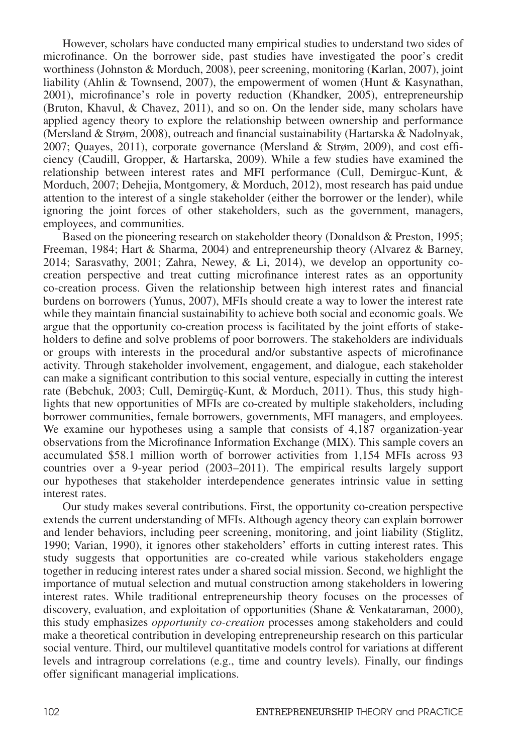However, scholars have conducted many empirical studies to understand two sides of microfinance. On the borrower side, past studies have investigated the poor's credit worthiness (Johnston & Morduch, 2008), peer screening, monitoring (Karlan, 2007), joint liability (Ahlin & Townsend, 2007), the empowerment of women (Hunt & Kasynathan, 2001), microfinance's role in poverty reduction (Khandker, 2005), entrepreneurship (Bruton, Khavul, & Chavez, 2011), and so on. On the lender side, many scholars have applied agency theory to explore the relationship between ownership and performance (Mersland & Strøm, 2008), outreach and financial sustainability (Hartarska & Nadolnyak, 2007; Quayes, 2011), corporate governance (Mersland & Strøm, 2009), and cost efficiency (Caudill, Gropper, & Hartarska, 2009). While a few studies have examined the relationship between interest rates and MFI performance (Cull, Demirguc-Kunt, & Morduch, 2007; Dehejia, Montgomery, & Morduch, 2012), most research has paid undue attention to the interest of a single stakeholder (either the borrower or the lender), while ignoring the joint forces of other stakeholders, such as the government, managers, employees, and communities.

Based on the pioneering research on stakeholder theory (Donaldson & Preston, 1995; Freeman, 1984; Hart & Sharma, 2004) and entrepreneurship theory (Alvarez & Barney, 2014; Sarasvathy, 2001; Zahra, Newey, & Li, 2014), we develop an opportunity co-creation perspective and treat cutting microfinance interest rates as an opportunity co-creation process. Given the relationship between high interest rates and financial burdens on borrowers (Yunus, 2007), MFIs should create a way to lower the interest rate while they maintain financial sustainability to achieve both social and economic goals. We argue that the opportunity co-creation process is facilitated by the joint efforts of stakeholders to define and solve problems of poor borrowers. The stakeholders are individuals or groups with interests in the procedural and/or substantive aspects of microfinance activity. Through stakeholder involvement, engagement, and dialogue, each stakeholder can make a significant contribution to this social venture, especially in cutting the interest rate (Bebchuk, 2003; Cull, Demirgüç-Kunt, & Morduch, 2011). Thus, this study highlights that new opportunities of MFIs are co-created by multiple stakeholders, including borrower communities, female borrowers, governments, MFI managers, and employees. We examine our hypotheses using a sample that consists of 4,187 organization-year observations from the Microfinance Information Exchange (MIX). This sample covers an accumulated \$58.1 million worth of borrower activities from 1,154 MFIs across 93 countries over a 9-year period (2003–2011). The empirical results largely support our hypotheses that stakeholder interdependence generates intrinsic value in setting interest rates.

Our study makes several contributions. First, the opportunity co-creation perspective extends the current understanding of MFIs. Although agency theory can explain borrower and lender behaviors, including peer screening, monitoring, and joint liability (Stiglitz, 1990; Varian, 1990), it ignores other stakeholders' efforts in cutting interest rates. This study suggests that opportunities are co-created while various stakeholders engage together in reducing interest rates under a shared social mission. Second, we highlight the importance of mutual selection and mutual construction among stakeholders in lowering interest rates. While traditional entrepreneurship theory focuses on the processes of discovery, evaluation, and exploitation of opportunities (Shane & Venkataraman, 2000), this study emphasizes *opportunity co-creation* processes among stakeholders and could make a theoretical contribution in developing entrepreneurship research on this particular social venture. Third, our multilevel quantitative models control for variations at different levels and intragroup correlations (e.g., time and country levels). Finally, our findings offer significant managerial implications.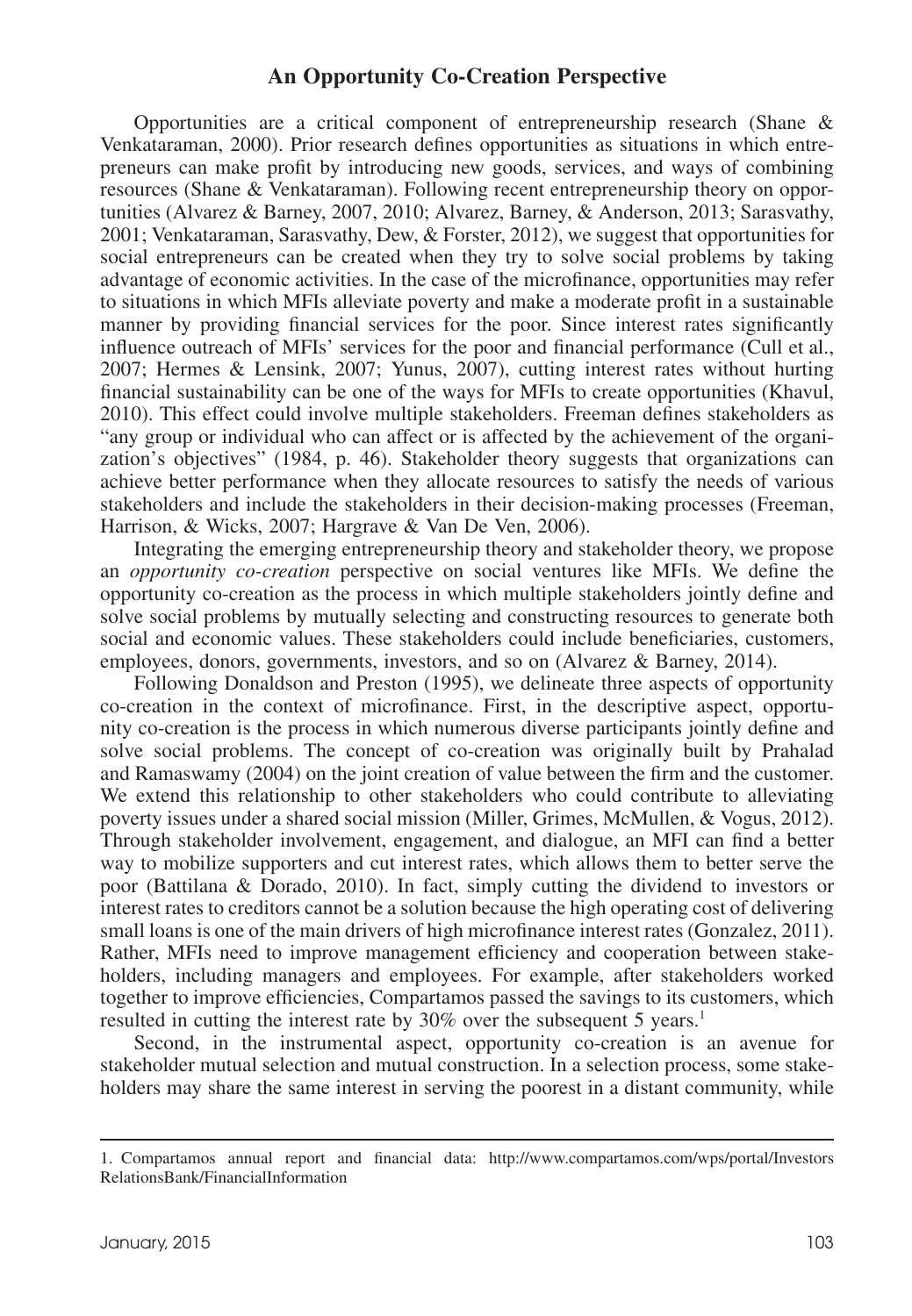## An Opportunity Co-Creation Perspective

Opportunities are a critical component of entrepreneurship research (Shane & Venkataraman, 2000). Prior research defines opportunities as situations in which entrepreneurs can make profit by introducing new goods, services, and ways of combining resources (Shane & Venkataraman). Following recent entrepreneurship theory on opportunities (Alvarez & Barney, 2007, 2010; Alvarez, Barney, & Anderson, 2013; Sarasvathy, 2001; Venkataraman, Sarasvathy, Dew, & Forster, 2012), we suggest that opportunities for social entrepreneurs can be created when they try to solve social problems by taking advantage of economic activities. In the case of the microfinance, opportunities may refer to situations in which MFIs alleviate poverty and make a moderate profit in a sustainable manner by providing financial services for the poor. Since interest rates significantly influence outreach of MFIs' services for the poor and financial performance (Cull et al., 2007; Hermes & Lensink, 2007; Yunus, 2007), cutting interest rates without hurting financial sustainability can be one of the ways for MFIs to create opportunities (Khavul, 2010). This effect could involve multiple stakeholders. Freeman defines stakeholders as "any group or individual who can affect or is affected by the achievement of the organization's objectives" (1984, p. 46). Stakeholder theory suggests that organizations can achieve better performance when they allocate resources to satisfy the needs of various stakeholders and include the stakeholders in their decision-making processes (Freeman, Harrison, & Wicks, 2007; Hargrave & Van De Ven, 2006).

Integrating the emerging entrepreneurship theory and stakeholder theory, we propose an *opportunity co-creation* perspective on social ventures like MFIs. We define the opportunity co-creation as the process in which multiple stakeholders jointly define and solve social problems by mutually selecting and constructing resources to generate both social and economic values. These stakeholders could include beneficiaries, customers, employees, donors, governments, investors, and so on (Alvarez & Barney, 2014).

Following Donaldson and Preston (1995), we delineate three aspects of opportunity co-creation in the context of microfinance. First, in the descriptive aspect, opportunity co-creation is the process in which numerous diverse participants jointly define and solve social problems. The concept of co-creation was originally built by Prahalad and Ramaswamy (2004) on the joint creation of value between the firm and the customer. We extend this relationship to other stakeholders who could contribute to alleviating poverty issues under a shared social mission (Miller, Grimes, McMullen, & Vogus, 2012). Through stakeholder involvement, engagement, and dialogue, an MFI can find a better way to mobilize supporters and cut interest rates, which allows them to better serve the poor (Battilana & Dorado, 2010). In fact, simply cutting the dividend to investors or interest rates to creditors cannot be a solution because the high operating cost of delivering small loans is one of the main drivers of high microfinance interest rates (Gonzalez, 2011). Rather, MFIs need to improve management efficiency and cooperation between stakeholders, including managers and employees. For example, after stakeholders worked together to improve efficiencies, Compartamos passed the savings to its customers, which resulted in cutting the interest rate by 30% over the subsequent 5 years.[1]

Second, in the instrumental aspect, opportunity co-creation is an avenue for stakeholder mutual selection and mutual construction. In a selection process, some stakeholders may share the same interest in serving the poorest in a distant community, while

1. Compartamos annual report and financial data: http://www.compartamos.com/wps/portal/InvestorsRelationsBank/FinancialInformation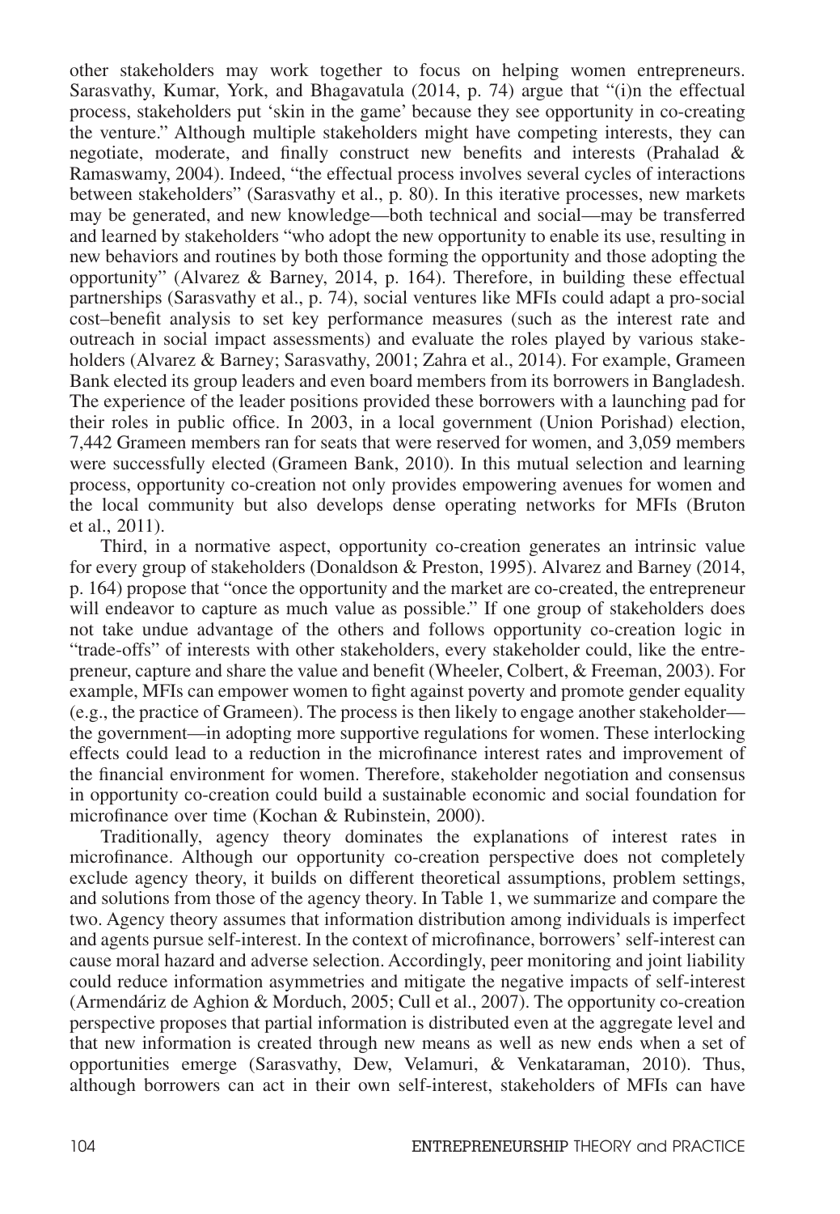other stakeholders may work together to focus on helping women entrepreneurs. Sarasvathy, Kumar, York, and Bhagavatula (2014, p. 74) argue that "(i)n the effectual process, stakeholders put 'skin in the game' because they see opportunity in co-creating the venture." Although multiple stakeholders might have competing interests, they can negotiate, moderate, and finally construct new benefits and interests (Prahalad & Ramaswamy, 2004). Indeed, "the effectual process involves several cycles of interactions between stakeholders" (Sarasvathy et al., p. 80). In this iterative processes, new markets may be generated, and new knowledge—both technical and social—may be transferred and learned by stakeholders "who adopt the new opportunity to enable its use, resulting in new behaviors and routines by both those forming the opportunity and those adopting the opportunity" (Alvarez & Barney, 2014, p. 164). Therefore, in building these effectual partnerships (Sarasvathy et al., p. 74), social ventures like MFIs could adapt a pro-social cost–benefit analysis to set key performance measures (such as the interest rate and outreach in social impact assessments) and evaluate the roles played by various stakeholders (Alvarez & Barney; Sarasvathy, 2001; Zahra et al., 2014). For example, Grameen Bank elected its group leaders and even board members from its borrowers in Bangladesh. The experience of the leader positions provided these borrowers with a launching pad for their roles in public office. In 2003, in a local government (Union Porishad) election, 7,442 Grameen members ran for seats that were reserved for women, and 3,059 members were successfully elected (Grameen Bank, 2010). In this mutual selection and learning process, opportunity co-creation not only provides empowering avenues for women and the local community but also develops dense operating networks for MFIs (Bruton et al., 2011).

Third, in a normative aspect, opportunity co-creation generates an intrinsic value for every group of stakeholders (Donaldson & Preston, 1995). Alvarez and Barney (2014, p. 164) propose that "once the opportunity and the market are co-created, the entrepreneur will endeavor to capture as much value as possible." If one group of stakeholders does not take undue advantage of the others and follows opportunity co-creation logic in "trade-offs" of interests with other stakeholders, every stakeholder could, like the entrepreneur, capture and share the value and benefit (Wheeler, Colbert, & Freeman, 2003). For example, MFIs can empower women to fight against poverty and promote gender equality (e.g., the practice of Grameen). The process is then likely to engage another stakeholder—the government—in adopting more supportive regulations for women. These interlocking effects could lead to a reduction in the microfinance interest rates and improvement of the financial environment for women. Therefore, stakeholder negotiation and consensus in opportunity co-creation could build a sustainable economic and social foundation for microfinance over time (Kochan & Rubinstein, 2000).

Traditionally, agency theory dominates the explanations of interest rates in microfinance. Although our opportunity co-creation perspective does not completely exclude agency theory, it builds on different theoretical assumptions, problem settings, and solutions from those of the agency theory. In Table 1, we summarize and compare the two. Agency theory assumes that information distribution among individuals is imperfect and agents pursue self-interest. In the context of microfinance, borrowers' self-interest can cause moral hazard and adverse selection. Accordingly, peer monitoring and joint liability could reduce information asymmetries and mitigate the negative impacts of self-interest (Armendáriz de Aghion & Morduch, 2005; Cull et al., 2007). The opportunity co-creation perspective proposes that partial information is distributed even at the aggregate level and that new information is created through new means as well as new ends when a set of opportunities emerge (Sarasvathy, Dew, Velamuri, & Venkataraman, 2010). Thus, although borrowers can act in their own self-interest, stakeholders of MFIs can have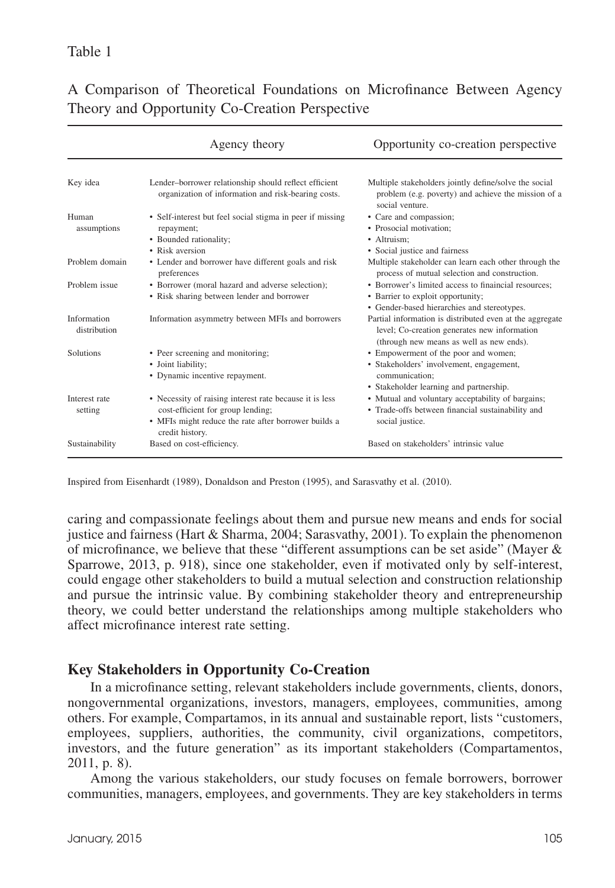Table 1

A Comparison of Theoretical Foundations on Microfinance Between Agency Theory and Opportunity Co-Creation Perspective

| | Agency theory | Opportunity co-creation perspective |
|---|---|---|
| Key idea | Lender–borrower relationship should reflect efficient organization of information and risk-bearing costs. | Multiple stakeholders jointly define/solve the social problem (e.g. poverty) and achieve the mission of a social venture. |
| Human assumptions | • Self-interest but feel social stigma in peer if missing repayment;<br>• Bounded rationality;<br>• Risk aversion | • Care and compassion;<br>• Prosocial motivation;<br>• Altruism;<br>• Social justice and fairness |
| Problem domain | • Lender and borrower have different goals and risk preferences | Multiple stakeholder can learn each other through the process of mutual selection and construction. |
| Problem issue | • Borrower (moral hazard and adverse selection);<br>• Risk sharing between lender and borrower | • Borrower's limited access to finanicial resources;<br>• Barrier to exploit opportunity;<br>• Gender-based hierarchies and stereotypes. |
| Information distribution | Information asymmetry between MFIs and borrowers | Partial information is distributed even at the aggregate level; Co-creation generates new information (through new means as well as new ends). |
| Solutions | • Peer screening and monitoring;<br>• Joint liability;<br>• Dynamic incentive repayment. | • Empowerment of the poor and women;<br>• Stakeholders' involvement, engagement, communication;<br>• Stakeholder learning and partnership. |
| Interest rate setting | • Necessity of raising interest rate because it is less cost-efficient for group lending;<br>• MFIs might reduce the rate after borrower builds a credit history. | • Mutual and voluntary acceptability of bargains;<br>• Trade-offs between financial sustainability and social justice. |
| Sustainability | Based on cost-efficiency. | Based on stakeholders' intrinsic value |

Inspired from Eisenhardt (1989), Donaldson and Preston (1995), and Sarasvathy et al. (2010).

caring and compassionate feelings about them and pursue new means and ends for social justice and fairness (Hart & Sharma, 2004; Sarasvathy, 2001). To explain the phenomenon of microfinance, we believe that these "different assumptions can be set aside" (Mayer & Sparrowe, 2013, p. 918), since one stakeholder, even if motivated only by self-interest, could engage other stakeholders to build a mutual selection and construction relationship and pursue the intrinsic value. By combining stakeholder theory and entrepreneurship theory, we could better understand the relationships among multiple stakeholders who affect microfinance interest rate setting.

## Key Stakeholders in Opportunity Co-Creation

In a microfinance setting, relevant stakeholders include governments, clients, donors, nongovernmental organizations, investors, managers, employees, communities, among others. For example, Compartamos, in its annual and sustainable report, lists "customers, employees, suppliers, authorities, the community, civil organizations, competitors, investors, and the future generation" as its important stakeholders (Compartamentos, 2011, p. 8).

Among the various stakeholders, our study focuses on female borrowers, borrower communities, managers, employees, and governments. They are key stakeholders in terms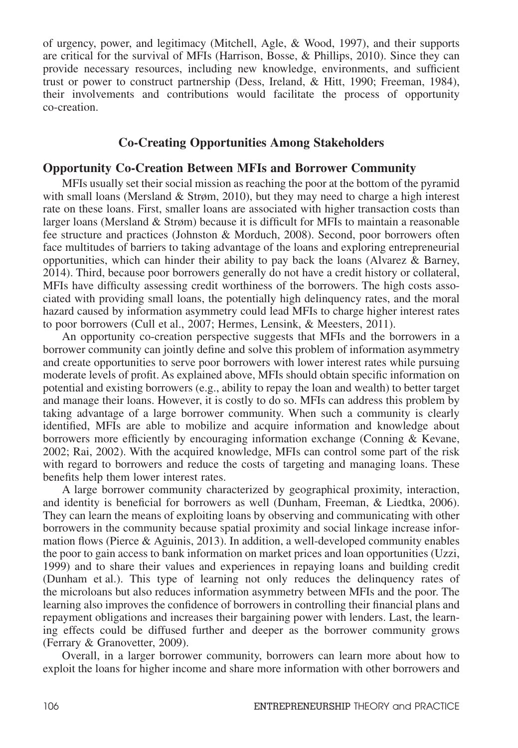of urgency, power, and legitimacy (Mitchell, Agle, & Wood, 1997), and their supports are critical for the survival of MFIs (Harrison, Bosse, & Phillips, 2010). Since they can provide necessary resources, including new knowledge, environments, and sufficient trust or power to construct partnership (Dess, Ireland, & Hitt, 1990; Freeman, 1984), their involvements and contributions would facilitate the process of opportunity co-creation.

## Co-Creating Opportunities Among Stakeholders

### Opportunity Co-Creation Between MFIs and Borrower Community

MFIs usually set their social mission as reaching the poor at the bottom of the pyramid with small loans (Mersland & Strøm, 2010), but they may need to charge a high interest rate on these loans. First, smaller loans are associated with higher transaction costs than larger loans (Mersland & Strøm) because it is difficult for MFIs to maintain a reasonable fee structure and practices (Johnston & Morduch, 2008). Second, poor borrowers often face multitudes of barriers to taking advantage of the loans and exploring entrepreneurial opportunities, which can hinder their ability to pay back the loans (Alvarez & Barney, 2014). Third, because poor borrowers generally do not have a credit history or collateral, MFIs have difficulty assessing credit worthiness of the borrowers. The high costs associated with providing small loans, the potentially high delinquency rates, and the moral hazard caused by information asymmetry could lead MFIs to charge higher interest rates to poor borrowers (Cull et al., 2007; Hermes, Lensink, & Meesters, 2011).

An opportunity co-creation perspective suggests that MFIs and the borrowers in a borrower community can jointly define and solve this problem of information asymmetry and create opportunities to serve poor borrowers with lower interest rates while pursuing moderate levels of profit. As explained above, MFIs should obtain specific information on potential and existing borrowers (e.g., ability to repay the loan and wealth) to better target and manage their loans. However, it is costly to do so. MFIs can address this problem by taking advantage of a large borrower community. When such a community is clearly identified, MFIs are able to mobilize and acquire information and knowledge about borrowers more efficiently by encouraging information exchange (Conning & Kevane, 2002; Rai, 2002). With the acquired knowledge, MFIs can control some part of the risk with regard to borrowers and reduce the costs of targeting and managing loans. These benefits help them lower interest rates.

A large borrower community characterized by geographical proximity, interaction, and identity is beneficial for borrowers as well (Dunham, Freeman, & Liedtka, 2006). They can learn the means of exploiting loans by observing and communicating with other borrowers in the community because spatial proximity and social linkage increase information flows (Pierce & Aguinis, 2013). In addition, a well-developed community enables the poor to gain access to bank information on market prices and loan opportunities (Uzzi, 1999) and to share their values and experiences in repaying loans and building credit (Dunham et al.). This type of learning not only reduces the delinquency rates of the microloans but also reduces information asymmetry between MFIs and the poor. The learning also improves the confidence of borrowers in controlling their financial plans and repayment obligations and increases their bargaining power with lenders. Last, the learning effects could be diffused further and deeper as the borrower community grows (Ferrary & Granovetter, 2009).

Overall, in a larger borrower community, borrowers can learn more about how to exploit the loans for higher income and share more information with other borrowers and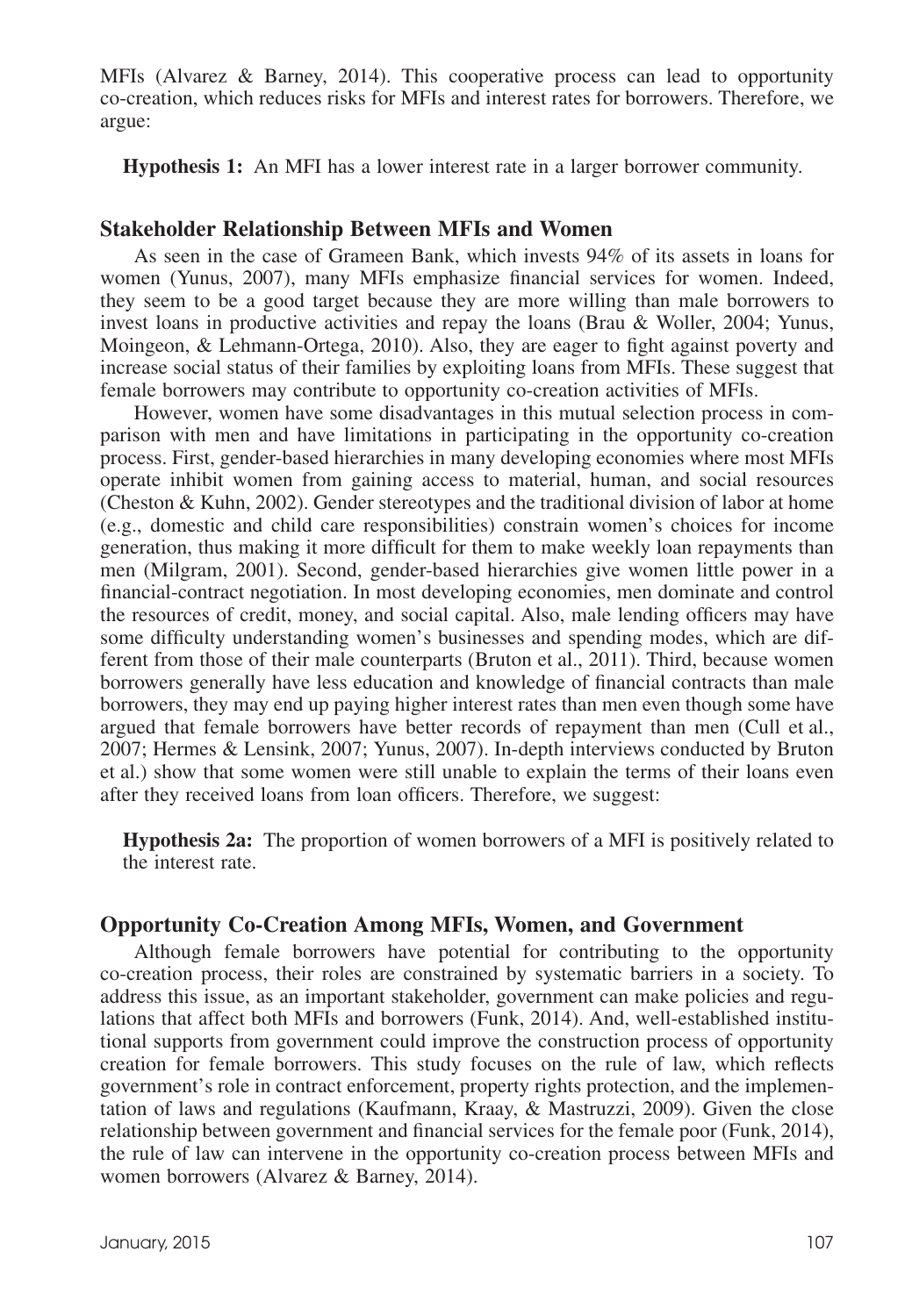MFIs (Alvarez & Barney, 2014). This cooperative process can lead to opportunity co-creation, which reduces risks for MFIs and interest rates for borrowers. Therefore, we argue:

**Hypothesis 1:** An MFI has a lower interest rate in a larger borrower community.

### Stakeholder Relationship Between MFIs and Women

As seen in the case of Grameen Bank, which invests 94% of its assets in loans for women (Yunus, 2007), many MFIs emphasize financial services for women. Indeed, they seem to be a good target because they are more willing than male borrowers to invest loans in productive activities and repay the loans (Brau & Woller, 2004; Yunus, Moingeon, & Lehmann-Ortega, 2010). Also, they are eager to fight against poverty and increase social status of their families by exploiting loans from MFIs. These suggest that female borrowers may contribute to opportunity co-creation activities of MFIs.

However, women have some disadvantages in this mutual selection process in comparison with men and have limitations in participating in the opportunity co-creation process. First, gender-based hierarchies in many developing economies where most MFIs operate inhibit women from gaining access to material, human, and social resources (Cheston & Kuhn, 2002). Gender stereotypes and the traditional division of labor at home (e.g., domestic and child care responsibilities) constrain women's choices for income generation, thus making it more difficult for them to make weekly loan repayments than men (Milgram, 2001). Second, gender-based hierarchies give women little power in a financial-contract negotiation. In most developing economies, men dominate and control the resources of credit, money, and social capital. Also, male lending officers may have some difficulty understanding women's businesses and spending modes, which are different from those of their male counterparts (Bruton et al., 2011). Third, because women borrowers generally have less education and knowledge of financial contracts than male borrowers, they may end up paying higher interest rates than men even though some have argued that female borrowers have better records of repayment than men (Cull et al., 2007; Hermes & Lensink, 2007; Yunus, 2007). In-depth interviews conducted by Bruton et al.) show that some women were still unable to explain the terms of their loans even after they received loans from loan officers. Therefore, we suggest:

**Hypothesis 2a:** The proportion of women borrowers of a MFI is positively related to the interest rate.

### Opportunity Co-Creation Among MFIs, Women, and Government

Although female borrowers have potential for contributing to the opportunity co-creation process, their roles are constrained by systematic barriers in a society. To address this issue, as an important stakeholder, government can make policies and regulations that affect both MFIs and borrowers (Funk, 2014). And, well-established institutional supports from government could improve the construction process of opportunity creation for female borrowers. This study focuses on the rule of law, which reflects government's role in contract enforcement, property rights protection, and the implementation of laws and regulations (Kaufmann, Kraay, & Mastruzzi, 2009). Given the close relationship between government and financial services for the female poor (Funk, 2014), the rule of law can intervene in the opportunity co-creation process between MFIs and women borrowers (Alvarez & Barney, 2014).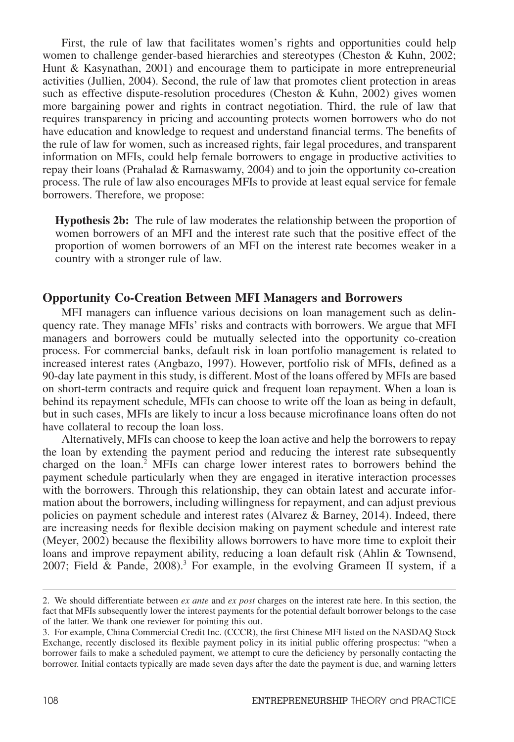First, the rule of law that facilitates women's rights and opportunities could help women to challenge gender-based hierarchies and stereotypes (Cheston & Kuhn, 2002; Hunt & Kasynathan, 2001) and encourage them to participate in more entrepreneurial activities (Jullien, 2004). Second, the rule of law that promotes client protection in areas such as effective dispute-resolution procedures (Cheston & Kuhn, 2002) gives women more bargaining power and rights in contract negotiation. Third, the rule of law that requires transparency in pricing and accounting protects women borrowers who do not have education and knowledge to request and understand financial terms. The benefits of the rule of law for women, such as increased rights, fair legal procedures, and transparent information on MFIs, could help female borrowers to engage in productive activities to repay their loans (Prahalad & Ramaswamy, 2004) and to join the opportunity co-creation process. The rule of law also encourages MFIs to provide at least equal service for female borrowers. Therefore, we propose:

> **Hypothesis 2b:** The rule of law moderates the relationship between the proportion of women borrowers of an MFI and the interest rate such that the positive effect of the proportion of women borrowers of an MFI on the interest rate becomes weaker in a country with a stronger rule of law.

## Opportunity Co-Creation Between MFI Managers and Borrowers

MFI managers can influence various decisions on loan management such as delinquency rate. They manage MFIs' risks and contracts with borrowers. We argue that MFI managers and borrowers could be mutually selected into the opportunity co-creation process. For commercial banks, default risk in loan portfolio management is related to increased interest rates (Angbazo, 1997). However, portfolio risk of MFIs, defined as a 90-day late payment in this study, is different. Most of the loans offered by MFIs are based on short-term contracts and require quick and frequent loan repayment. When a loan is behind its repayment schedule, MFIs can choose to write off the loan as being in default, but in such cases, MFIs are likely to incur a loss because microfinance loans often do not have collateral to recoup the loan loss.

Alternatively, MFIs can choose to keep the loan active and help the borrowers to repay the loan by extending the payment period and reducing the interest rate subsequently charged on the loan.[2] MFIs can charge lower interest rates to borrowers behind the payment schedule particularly when they are engaged in iterative interaction processes with the borrowers. Through this relationship, they can obtain latest and accurate information about the borrowers, including willingness for repayment, and can adjust previous policies on payment schedule and interest rates (Alvarez & Barney, 2014). Indeed, there are increasing needs for flexible decision making on payment schedule and interest rate (Meyer, 2002) because the flexibility allows borrowers to have more time to exploit their loans and improve repayment ability, reducing a loan default risk (Ahlin & Townsend, 2007; Field & Pande, 2008).[3] For example, in the evolving Grameen II system, if a

---

2. We should differentiate between *ex ante* and *ex post* charges on the interest rate here. In this section, the fact that MFIs subsequently lower the interest payments for the potential default borrower belongs to the case of the latter. We thank one reviewer for pointing this out.

3. For example, China Commercial Credit Inc. (CCCR), the first Chinese MFI listed on the NASDAQ Stock Exchange, recently disclosed its flexible payment policy in its initial public offering prospectus: "when a borrower fails to make a scheduled payment, we attempt to cure the deficiency by personally contacting the borrower. Initial contacts typically are made seven days after the date the payment is due, and warning letters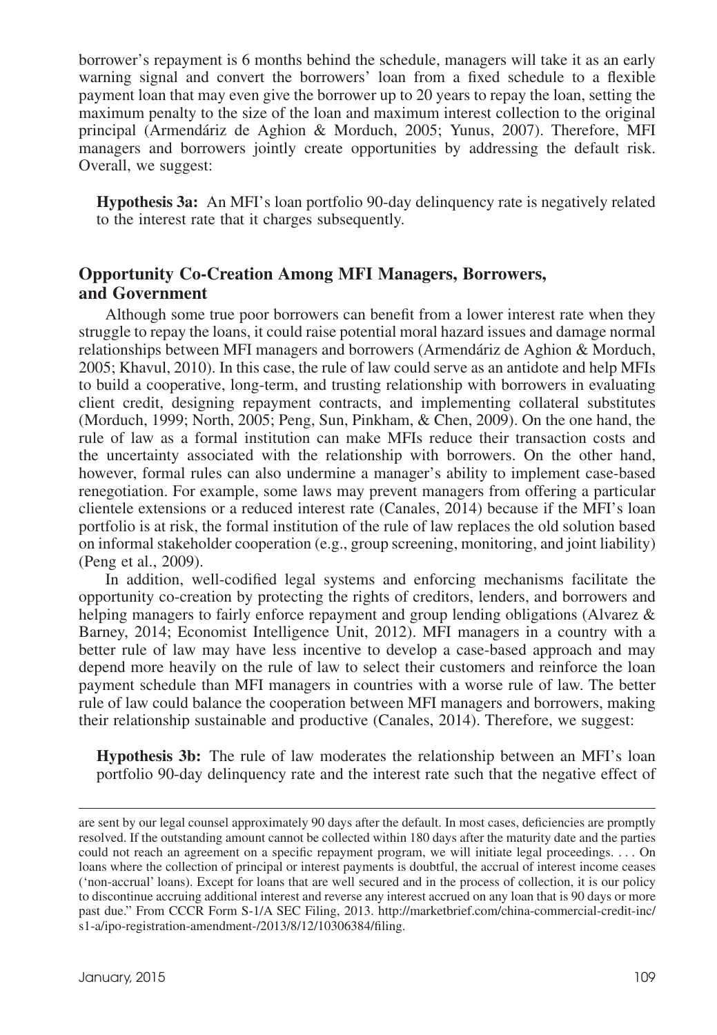borrower's repayment is 6 months behind the schedule, managers will take it as an early warning signal and convert the borrowers' loan from a fixed schedule to a flexible payment loan that may even give the borrower up to 20 years to repay the loan, setting the maximum penalty to the size of the loan and maximum interest collection to the original principal (Armendáriz de Aghion & Morduch, 2005; Yunus, 2007). Therefore, MFI managers and borrowers jointly create opportunities by addressing the default risk. Overall, we suggest:

> **Hypothesis 3a:** An MFI's loan portfolio 90-day delinquency rate is negatively related to the interest rate that it charges subsequently.

## Opportunity Co-Creation Among MFI Managers, Borrowers, and Government

Although some true poor borrowers can benefit from a lower interest rate when they struggle to repay the loans, it could raise potential moral hazard issues and damage normal relationships between MFI managers and borrowers (Armendáriz de Aghion & Morduch, 2005; Khavul, 2010). In this case, the rule of law could serve as an antidote and help MFIs to build a cooperative, long-term, and trusting relationship with borrowers in evaluating client credit, designing repayment contracts, and implementing collateral substitutes (Morduch, 1999; North, 2005; Peng, Sun, Pinkham, & Chen, 2009). On the one hand, the rule of law as a formal institution can make MFIs reduce their transaction costs and the uncertainty associated with the relationship with borrowers. On the other hand, however, formal rules can also undermine a manager's ability to implement case-based renegotiation. For example, some laws may prevent managers from offering a particular clientele extensions or a reduced interest rate (Canales, 2014) because if the MFI's loan portfolio is at risk, the formal institution of the rule of law replaces the old solution based on informal stakeholder cooperation (e.g., group screening, monitoring, and joint liability) (Peng et al., 2009).

In addition, well-codified legal systems and enforcing mechanisms facilitate the opportunity co-creation by protecting the rights of creditors, lenders, and borrowers and helping managers to fairly enforce repayment and group lending obligations (Alvarez & Barney, 2014; Economist Intelligence Unit, 2012). MFI managers in a country with a better rule of law may have less incentive to develop a case-based approach and may depend more heavily on the rule of law to select their customers and reinforce the loan payment schedule than MFI managers in countries with a worse rule of law. The better rule of law could balance the cooperation between MFI managers and borrowers, making their relationship sustainable and productive (Canales, 2014). Therefore, we suggest:

> **Hypothesis 3b:** The rule of law moderates the relationship between an MFI's loan portfolio 90-day delinquency rate and the interest rate such that the negative effect of

---

are sent by our legal counsel approximately 90 days after the default. In most cases, deficiencies are promptly resolved. If the outstanding amount cannot be collected within 180 days after the maturity date and the parties could not reach an agreement on a specific repayment program, we will initiate legal proceedings. . . . On loans where the collection of principal or interest payments is doubtful, the accrual of interest income ceases ('non-accrual' loans). Except for loans that are well secured and in the process of collection, it is our policy to discontinue accruing additional interest and reverse any interest accrued on any loan that is 90 days or more past due." From CCCR Form S-1/A SEC Filing, 2013. http://marketbrief.com/china-commercial-credit-inc/s1-a/ipo-registration-amendment-/2013/8/12/10306384/filing.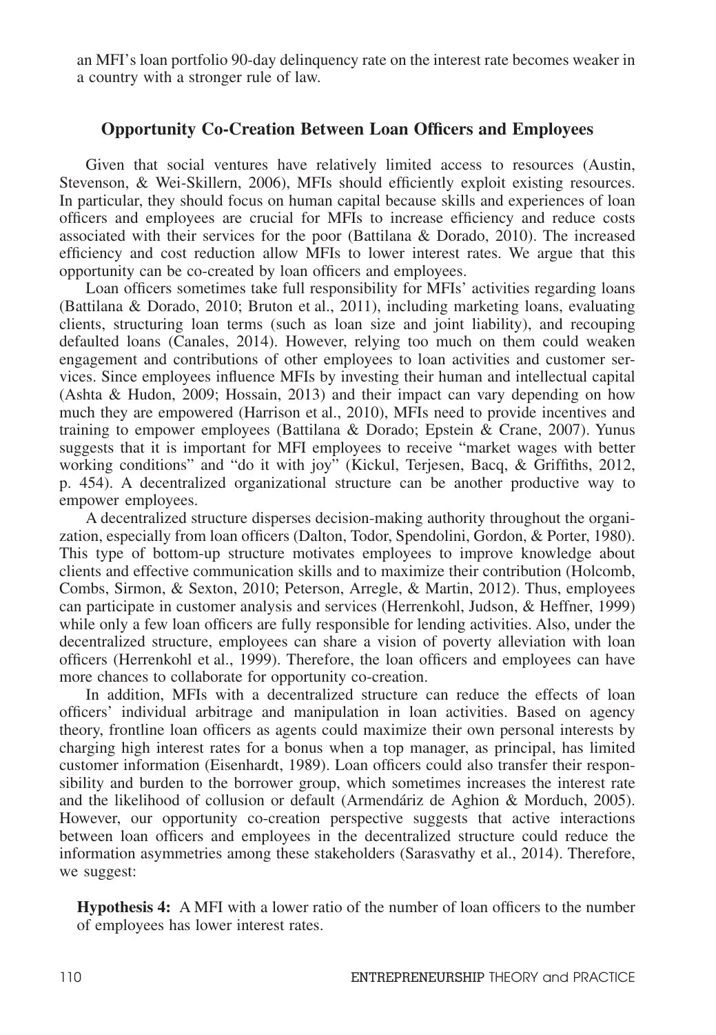an MFI's loan portfolio 90-day delinquency rate on the interest rate becomes weaker in a country with a stronger rule of law.

## Opportunity Co-Creation Between Loan Officers and Employees

Given that social ventures have relatively limited access to resources (Austin, Stevenson, & Wei-Skillern, 2006), MFIs should efficiently exploit existing resources. In particular, they should focus on human capital because skills and experiences of loan officers and employees are crucial for MFIs to increase efficiency and reduce costs associated with their services for the poor (Battilana & Dorado, 2010). The increased efficiency and cost reduction allow MFIs to lower interest rates. We argue that this opportunity can be co-created by loan officers and employees.

Loan officers sometimes take full responsibility for MFIs' activities regarding loans (Battilana & Dorado, 2010; Bruton et al., 2011), including marketing loans, evaluating clients, structuring loan terms (such as loan size and joint liability), and recouping defaulted loans (Canales, 2014). However, relying too much on them could weaken engagement and contributions of other employees to loan activities and customer services. Since employees influence MFIs by investing their human and intellectual capital (Ashta & Hudon, 2009; Hossain, 2013) and their impact can vary depending on how much they are empowered (Harrison et al., 2010), MFIs need to provide incentives and training to empower employees (Battilana & Dorado; Epstein & Crane, 2007). Yunus suggests that it is important for MFI employees to receive "market wages with better working conditions" and "do it with joy" (Kickul, Terjesen, Bacq, & Griffiths, 2012, p. 454). A decentralized organizational structure can be another productive way to empower employees.

A decentralized structure disperses decision-making authority throughout the organization, especially from loan officers (Dalton, Todor, Spendolini, Gordon, & Porter, 1980). This type of bottom-up structure motivates employees to improve knowledge about clients and effective communication skills and to maximize their contribution (Holcomb, Combs, Sirmon, & Sexton, 2010; Peterson, Arregle, & Martin, 2012). Thus, employees can participate in customer analysis and services (Herrenkohl, Judson, & Heffner, 1999) while only a few loan officers are fully responsible for lending activities. Also, under the decentralized structure, employees can share a vision of poverty alleviation with loan officers (Herrenkohl et al., 1999). Therefore, the loan officers and employees can have more chances to collaborate for opportunity co-creation.

In addition, MFIs with a decentralized structure can reduce the effects of loan officers' individual arbitrage and manipulation in loan activities. Based on agency theory, frontline loan officers as agents could maximize their own personal interests by charging high interest rates for a bonus when a top manager, as principal, has limited customer information (Eisenhardt, 1989). Loan officers could also transfer their responsibility and burden to the borrower group, which sometimes increases the interest rate and the likelihood of collusion or default (Armendáriz de Aghion & Morduch, 2005). However, our opportunity co-creation perspective suggests that active interactions between loan officers and employees in the decentralized structure could reduce the information asymmetries among these stakeholders (Sarasvathy et al., 2014). Therefore, we suggest:

**Hypothesis 4:** A MFI with a lower ratio of the number of loan officers to the number of employees has lower interest rates.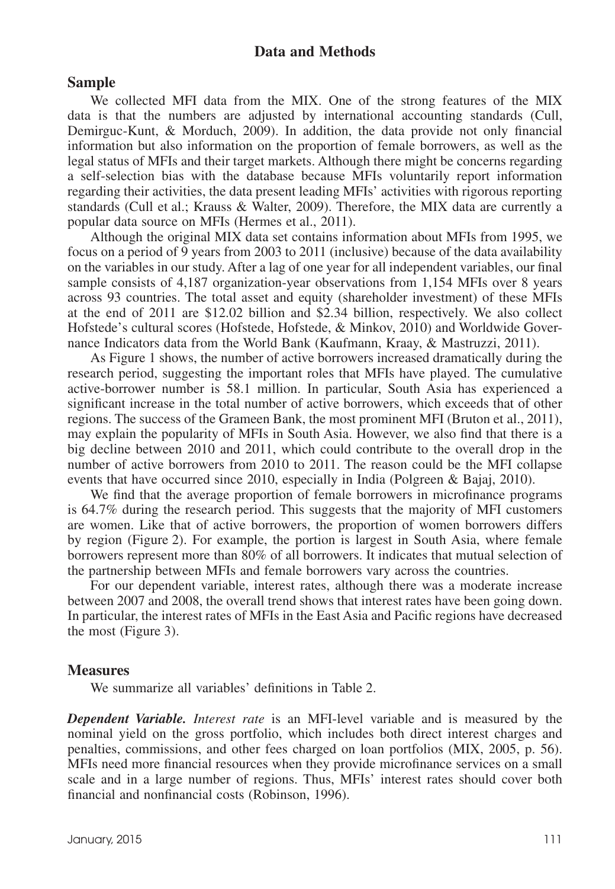## Data and Methods

### Sample

We collected MFI data from the MIX. One of the strong features of the MIX data is that the numbers are adjusted by international accounting standards (Cull, Demirguc-Kunt, & Morduch, 2009). In addition, the data provide not only financial information but also information on the proportion of female borrowers, as well as the legal status of MFIs and their target markets. Although there might be concerns regarding a self-selection bias with the database because MFIs voluntarily report information regarding their activities, the data present leading MFIs' activities with rigorous reporting standards (Cull et al.; Krauss & Walter, 2009). Therefore, the MIX data are currently a popular data source on MFIs (Hermes et al., 2011).

Although the original MIX data set contains information about MFIs from 1995, we focus on a period of 9 years from 2003 to 2011 (inclusive) because of the data availability on the variables in our study. After a lag of one year for all independent variables, our final sample consists of 4,187 organization-year observations from 1,154 MFIs over 8 years across 93 countries. The total asset and equity (shareholder investment) of these MFIs at the end of 2011 are \$12.02 billion and \$2.34 billion, respectively. We also collect Hofstede's cultural scores (Hofstede, Hofstede, & Minkov, 2010) and Worldwide Governance Indicators data from the World Bank (Kaufmann, Kraay, & Mastruzzi, 2011).

As Figure 1 shows, the number of active borrowers increased dramatically during the research period, suggesting the important roles that MFIs have played. The cumulative active-borrower number is 58.1 million. In particular, South Asia has experienced a significant increase in the total number of active borrowers, which exceeds that of other regions. The success of the Grameen Bank, the most prominent MFI (Bruton et al., 2011), may explain the popularity of MFIs in South Asia. However, we also find that there is a big decline between 2010 and 2011, which could contribute to the overall drop in the number of active borrowers from 2010 to 2011. The reason could be the MFI collapse events that have occurred since 2010, especially in India (Polgreen & Bajaj, 2010).

We find that the average proportion of female borrowers in microfinance programs is 64.7% during the research period. This suggests that the majority of MFI customers are women. Like that of active borrowers, the proportion of women borrowers differs by region (Figure 2). For example, the portion is largest in South Asia, where female borrowers represent more than 80% of all borrowers. It indicates that mutual selection of the partnership between MFIs and female borrowers vary across the countries.

For our dependent variable, interest rates, although there was a moderate increase between 2007 and 2008, the overall trend shows that interest rates have been going down. In particular, the interest rates of MFIs in the East Asia and Pacific regions have decreased the most (Figure 3).

### Measures

We summarize all variables' definitions in Table 2.

***Dependent Variable.*** *Interest rate* is an MFI-level variable and is measured by the nominal yield on the gross portfolio, which includes both direct interest charges and penalties, commissions, and other fees charged on loan portfolios (MIX, 2005, p. 56). MFIs need more financial resources when they provide microfinance services on a small scale and in a large number of regions. Thus, MFIs' interest rates should cover both financial and nonfinancial costs (Robinson, 1996).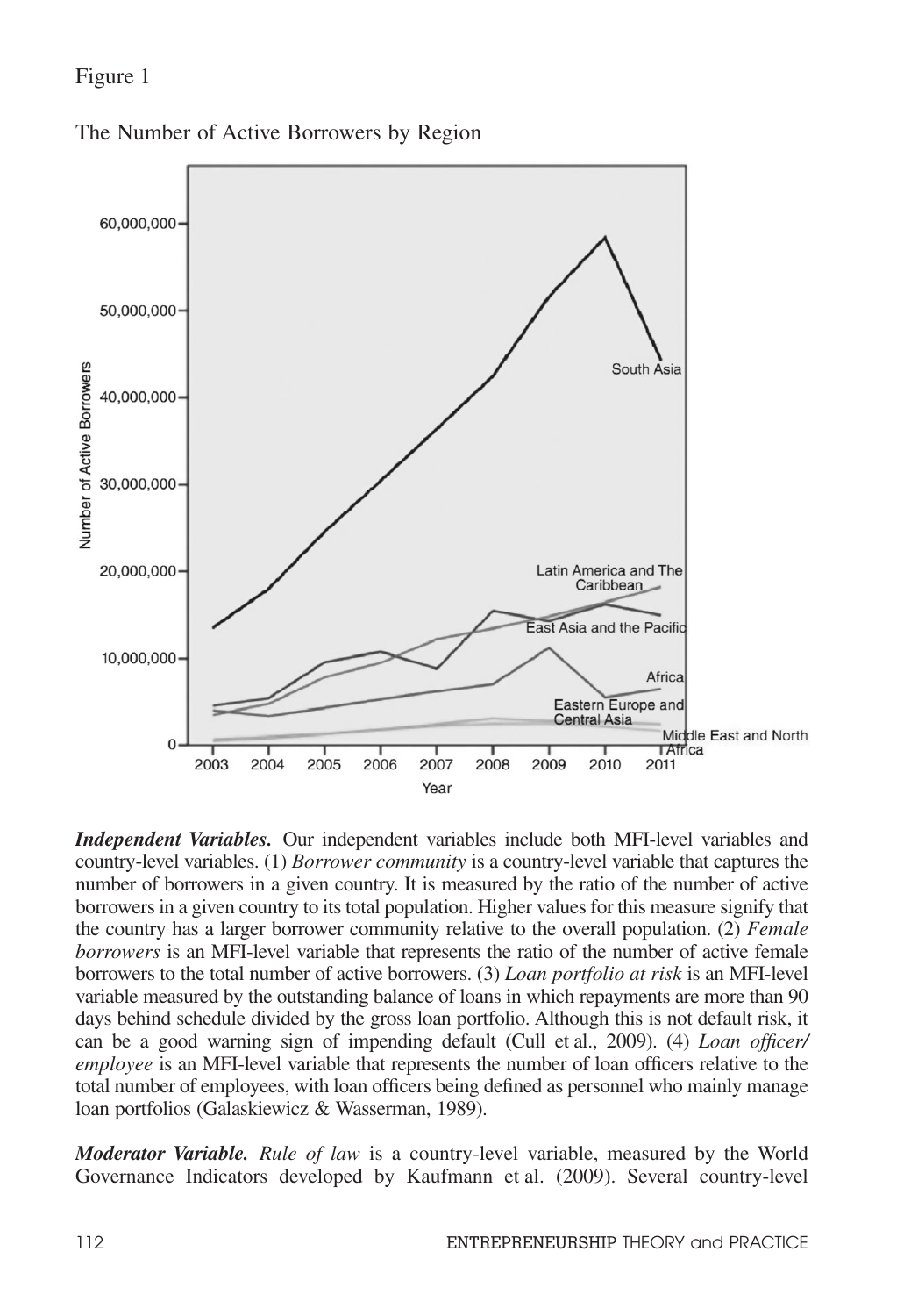Figure 1

The Number of Active Borrowers by Region

***Independent Variables.*** Our independent variables include both MFI-level variables and country-level variables. (1) *Borrower community* is a country-level variable that captures the number of borrowers in a given country. It is measured by the ratio of the number of active borrowers in a given country to its total population. Higher values for this measure signify that the country has a larger borrower community relative to the overall population. (2) *Female borrowers* is an MFI-level variable that represents the ratio of the number of active female borrowers to the total number of active borrowers. (3) *Loan portfolio at risk* is an MFI-level variable measured by the outstanding balance of loans in which repayments are more than 90 days behind schedule divided by the gross loan portfolio. Although this is not default risk, it can be a good warning sign of impending default (Cull et al., 2009). (4) *Loan officer/employee* is an MFI-level variable that represents the number of loan officers relative to the total number of employees, with loan officers being defined as personnel who mainly manage loan portfolios (Galaskiewicz & Wasserman, 1989).

***Moderator Variable.*** *Rule of law* is a country-level variable, measured by the World Governance Indicators developed by Kaufmann et al. (2009). Several country-level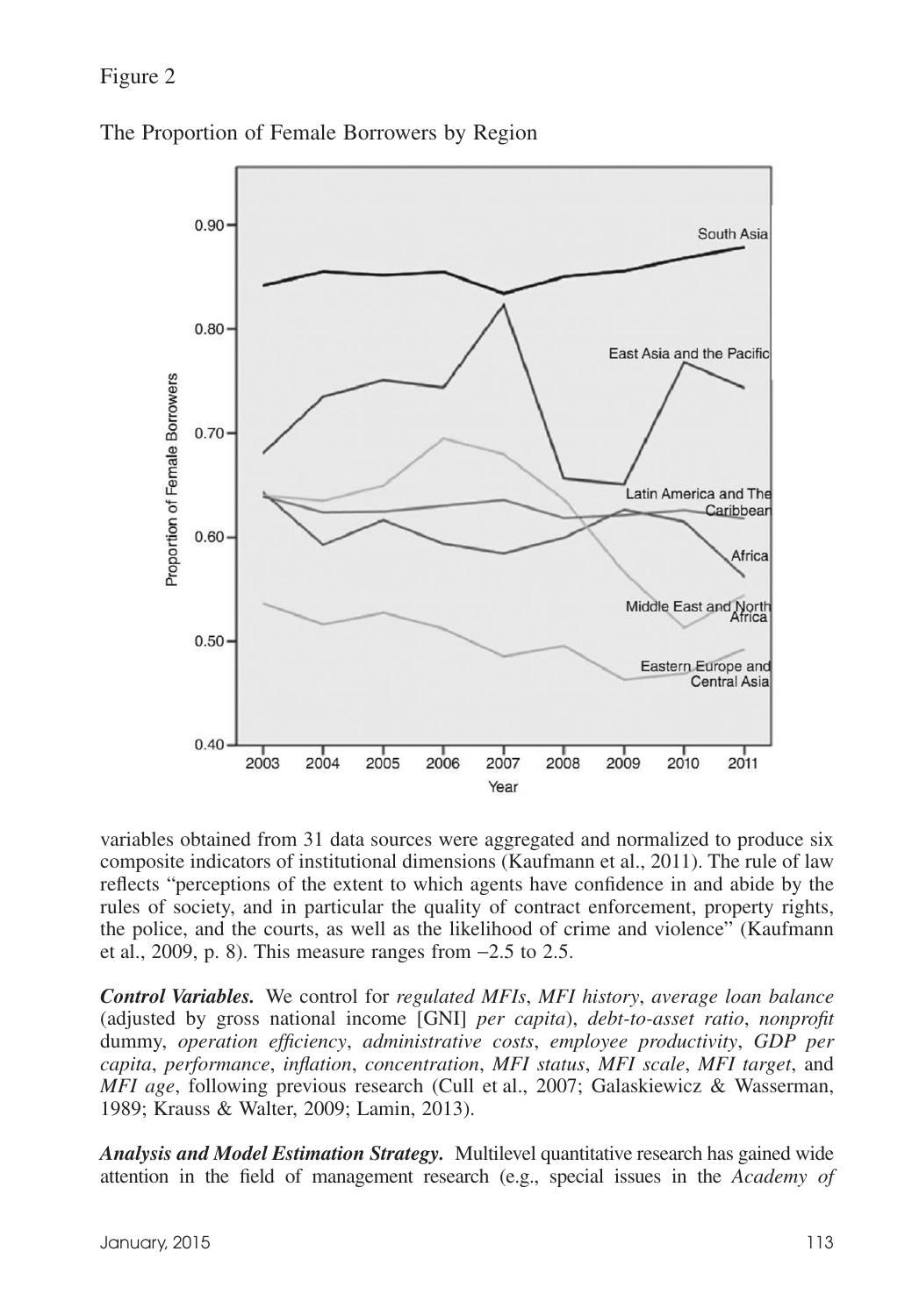Figure 2

The Proportion of Female Borrowers by Region

variables obtained from 31 data sources were aggregated and normalized to produce six composite indicators of institutional dimensions (Kaufmann et al., 2011). The rule of law reflects "perceptions of the extent to which agents have confidence in and abide by the rules of society, and in particular the quality of contract enforcement, property rights, the police, and the courts, as well as the likelihood of crime and violence" (Kaufmann et al., 2009, p. 8). This measure ranges from −2.5 to 2.5.

***Control Variables.*** We control for *regulated MFIs*, *MFI history*, *average loan balance* (adjusted by gross national income [GNI] *per capita*), *debt-to-asset ratio*, *nonprofit* dummy, *operation efficiency*, *administrative costs*, *employee productivity*, *GDP per capita*, *performance*, *inflation*, *concentration*, *MFI status*, *MFI scale*, *MFI target*, and *MFI age*, following previous research (Cull et al., 2007; Galaskiewicz & Wasserman, 1989; Krauss & Walter, 2009; Lamin, 2013).

***Analysis and Model Estimation Strategy.*** Multilevel quantitative research has gained wide attention in the field of management research (e.g., special issues in the *Academy of*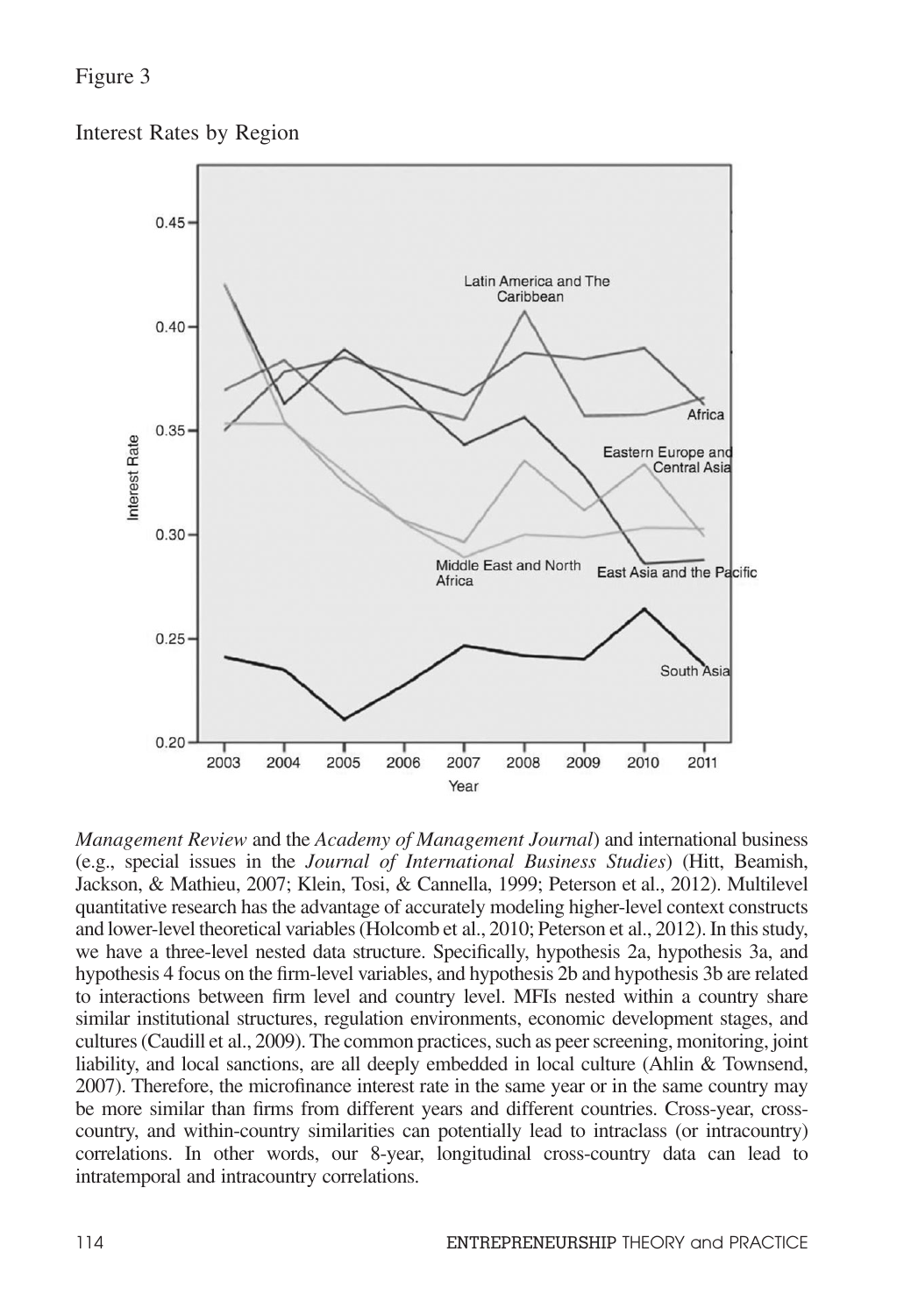Figure 3

Interest Rates by Region

*Management Review* and the *Academy of Management Journal*) and international business (e.g., special issues in the *Journal of International Business Studies*) (Hitt, Beamish, Jackson, & Mathieu, 2007; Klein, Tosi, & Cannella, 1999; Peterson et al., 2012). Multilevel quantitative research has the advantage of accurately modeling higher-level context constructs and lower-level theoretical variables (Holcomb et al., 2010; Peterson et al., 2012). In this study, we have a three-level nested data structure. Specifically, hypothesis 2a, hypothesis 3a, and hypothesis 4 focus on the firm-level variables, and hypothesis 2b and hypothesis 3b are related to interactions between firm level and country level. MFIs nested within a country share similar institutional structures, regulation environments, economic development stages, and cultures (Caudill et al., 2009). The common practices, such as peer screening, monitoring, joint liability, and local sanctions, are all deeply embedded in local culture (Ahlin & Townsend, 2007). Therefore, the microfinance interest rate in the same year or in the same country may be more similar than firms from different years and different countries. Cross-year, cross-country, and within-country similarities can potentially lead to intraclass (or intracountry) correlations. In other words, our 8-year, longitudinal cross-country data can lead to intratemporal and intracountry correlations.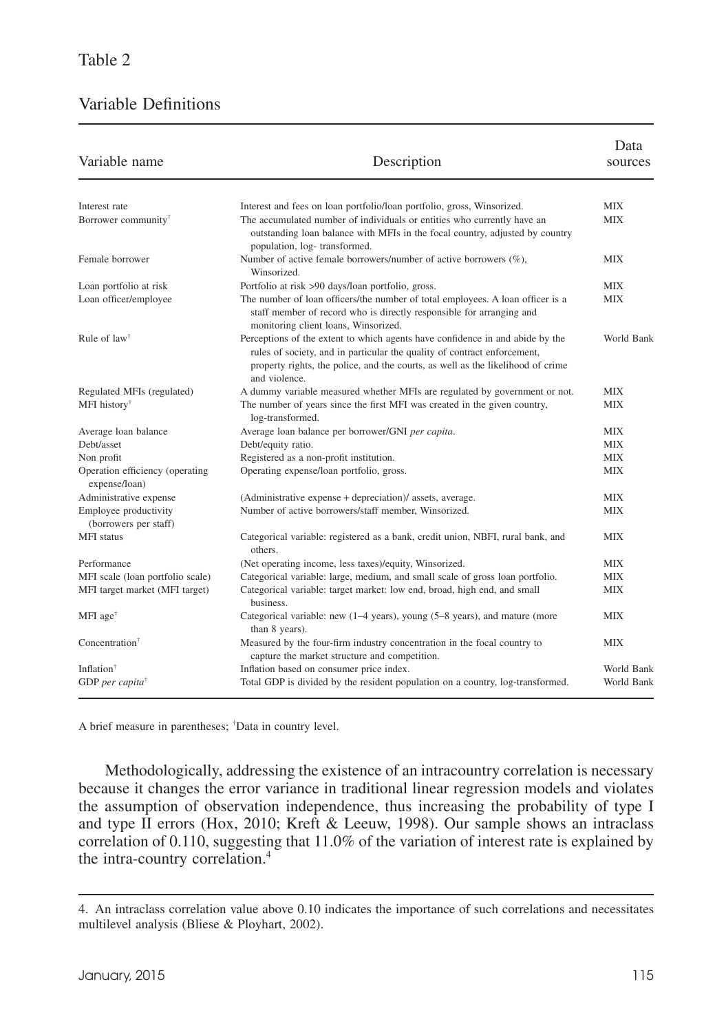Table 2

Variable Definitions

| Variable name | Description | Data sources |
|---|---|---|
| Interest rate | Interest and fees on loan portfolio/loan portfolio, gross, Winsorized. | MIX |
| Borrower community† | The accumulated number of individuals or entities who currently have an outstanding loan balance with MFIs in the focal country, adjusted by country population, log- transformed. | MIX |
| Female borrower | Number of active female borrowers/number of active borrowers (%), Winsorized. | MIX |
| Loan portfolio at risk | Portfolio at risk >90 days/loan portfolio, gross. | MIX |
| Loan officer/employee | The number of loan officers/the number of total employees. A loan officer is a staff member of record who is directly responsible for arranging and monitoring client loans, Winsorized. | MIX |
| Rule of law† | Perceptions of the extent to which agents have confidence in and abide by the rules of society, and in particular the quality of contract enforcement, property rights, the police, and the courts, as well as the likelihood of crime and violence. | World Bank |
| Regulated MFIs (regulated) | A dummy variable measured whether MFIs are regulated by government or not. | MIX |
| MFI history† | The number of years since the first MFI was created in the given country, log-transformed. | MIX |
| Average loan balance | Average loan balance per borrower/GNI *per capita*. | MIX |
| Debt/asset | Debt/equity ratio. | MIX |
| Non profit | Registered as a non-profit institution. | MIX |
| Operation efficiency (operating expense/loan) | Operating expense/loan portfolio, gross. | MIX |
| Administrative expense | (Administrative expense + depreciation)/ assets, average. | MIX |
| Employee productivity (borrowers per staff) | Number of active borrowers/staff member, Winsorized. | MIX |
| MFI status | Categorical variable: registered as a bank, credit union, NBFI, rural bank, and others. | MIX |
| Performance | (Net operating income, less taxes)/equity, Winsorized. | MIX |
| MFI scale (loan portfolio scale) | Categorical variable: large, medium, and small scale of gross loan portfolio. | MIX |
| MFI target market (MFI target) | Categorical variable: target market: low end, broad, high end, and small business. | MIX |
| MFI age† | Categorical variable: new (1–4 years), young (5–8 years), and mature (more than 8 years). | MIX |
| Concentration† | Measured by the four-firm industry concentration in the focal country to capture the market structure and competition. | MIX |
| Inflation† | Inflation based on consumer price index. | World Bank |
| GDP *per capita*† | Total GDP is divided by the resident population on a country, log-transformed. | World Bank |

A brief measure in parentheses; †Data in country level.

Methodologically, addressing the existence of an intracountry correlation is necessary because it changes the error variance in traditional linear regression models and violates the assumption of observation independence, thus increasing the probability of type I and type II errors (Hox, 2010; Kreft & Leeuw, 1998). Our sample shows an intraclass correlation of 0.110, suggesting that 11.0% of the variation of interest rate is explained by the intra-country correlation.[4]

4. An intraclass correlation value above 0.10 indicates the importance of such correlations and necessitates multilevel analysis (Bliese & Ployhart, 2002).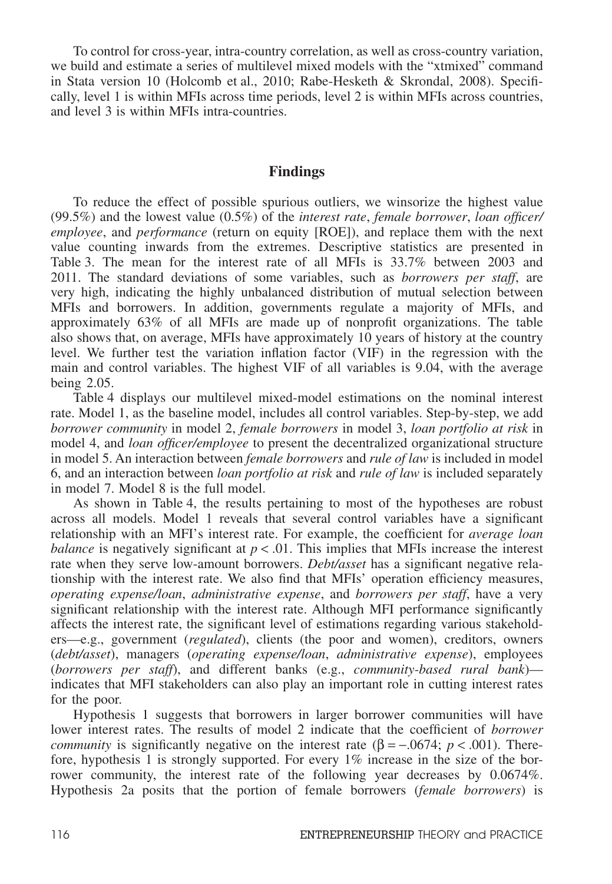To control for cross-year, intra-country correlation, as well as cross-country variation, we build and estimate a series of multilevel mixed models with the "xtmixed" command in Stata version 10 (Holcomb et al., 2010; Rabe-Hesketh & Skrondal, 2008). Specifically, level 1 is within MFIs across time periods, level 2 is within MFIs across countries, and level 3 is within MFIs intra-countries.

## Findings

To reduce the effect of possible spurious outliers, we winsorize the highest value (99.5%) and the lowest value (0.5%) of the *interest rate*, *female borrower*, *loan officer/employee*, and *performance* (return on equity [ROE]), and replace them with the next value counting inwards from the extremes. Descriptive statistics are presented in Table 3. The mean for the interest rate of all MFIs is 33.7% between 2003 and 2011. The standard deviations of some variables, such as *borrowers per staff*, are very high, indicating the highly unbalanced distribution of mutual selection between MFIs and borrowers. In addition, governments regulate a majority of MFIs, and approximately 63% of all MFIs are made up of nonprofit organizations. The table also shows that, on average, MFIs have approximately 10 years of history at the country level. We further test the variation inflation factor (VIF) in the regression with the main and control variables. The highest VIF of all variables is 9.04, with the average being 2.05.

Table 4 displays our multilevel mixed-model estimations on the nominal interest rate. Model 1, as the baseline model, includes all control variables. Step-by-step, we add *borrower community* in model 2, *female borrowers* in model 3, *loan portfolio at risk* in model 4, and *loan officer/employee* to present the decentralized organizational structure in model 5. An interaction between *female borrowers* and *rule of law* is included in model 6, and an interaction between *loan portfolio at risk* and *rule of law* is included separately in model 7. Model 8 is the full model.

As shown in Table 4, the results pertaining to most of the hypotheses are robust across all models. Model 1 reveals that several control variables have a significant relationship with an MFI's interest rate. For example, the coefficient for *average loan balance* is negatively significant at $p < .01$. This implies that MFIs increase the interest rate when they serve low-amount borrowers. *Debt/asset* has a significant negative relationship with the interest rate. We also find that MFIs' operation efficiency measures, *operating expense/loan*, *administrative expense*, and *borrowers per staff*, have a very significant relationship with the interest rate. Although MFI performance significantly affects the interest rate, the significant level of estimations regarding various stakeholders—e.g., government (*regulated*), clients (the poor and women), creditors, owners (*debt/asset*), managers (*operating expense/loan*, *administrative expense*), employees (*borrowers per staff*), and different banks (e.g., *community-based rural bank*)—indicates that MFI stakeholders can also play an important role in cutting interest rates for the poor.

Hypothesis 1 suggests that borrowers in larger borrower communities will have lower interest rates. The results of model 2 indicate that the coefficient of *borrower community* is significantly negative on the interest rate ($\beta = -.0674$; $p < .001$). Therefore, hypothesis 1 is strongly supported. For every 1% increase in the size of the borrower community, the interest rate of the following year decreases by 0.0674%. Hypothesis 2a posits that the portion of female borrowers (*female borrowers*) is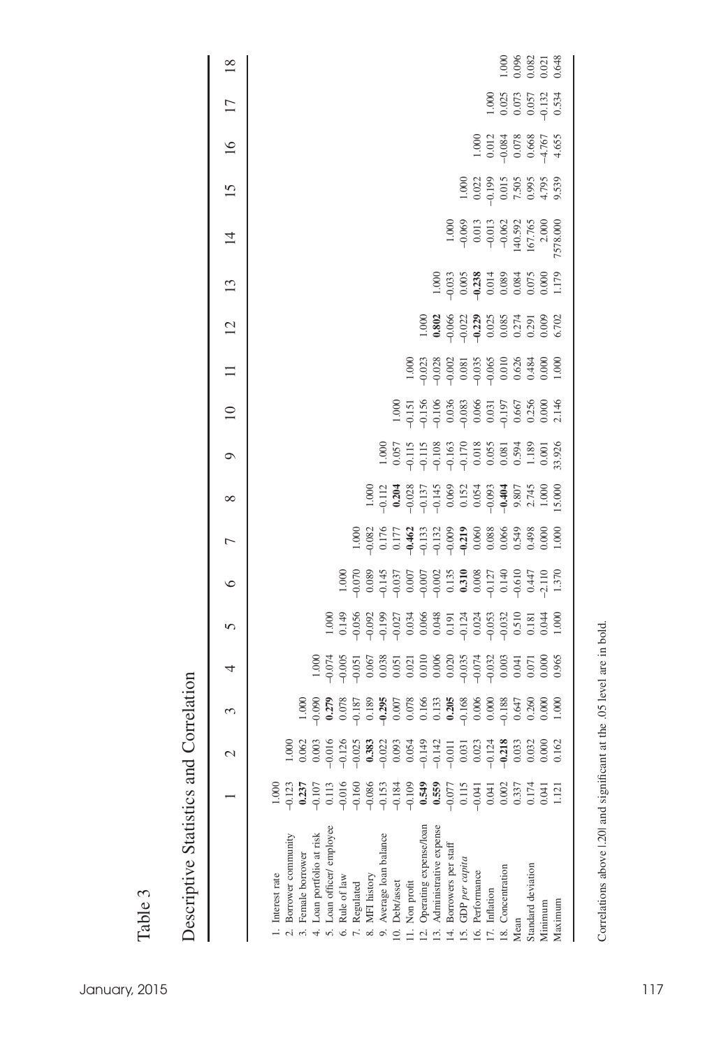Table 3

## Descriptive Statistics and Correlation

| | 1 | 2 | 3 | 4 | 5 | 6 | 7 | 8 | 9 | 10 | 11 | 12 | 13 | 14 | 15 | 16 | 17 | 18 |
|---|---|---|---|---|---|---|---|---|---|---|---|---|---|---|---|---|---|---|
| 1. Interest rate | 1.000 | | | | | | | | | | | | | | | | | |
| 2. Borrower community | −0.123 | 1.000 | | | | | | | | | | | | | | | | |
| 3. Female borrower | **0.237** | 0.062 | 1.000 | | | | | | | | | | | | | | | |
| 4. Loan portfolio at risk | −0.107 | 0.003 | −0.090 | 1.000 | | | | | | | | | | | | | | |
| 5. Loan officer/ employee | 0.113 | −0.016 | **0.279** | −0.074 | 1.000 | | | | | | | | | | | | | |
| 6. Rule of law | −0.016 | −0.126 | 0.078 | −0.005 | 0.149 | 1.000 | | | | | | | | | | | | |
| 7. Regulated | −0.160 | −0.025 | −0.187 | −0.051 | −0.056 | −0.070 | 1.000 | | | | | | | | | | | |
| 8. MFI history | −0.086 | **0.383** | 0.189 | 0.067 | −0.092 | 0.089 | −0.082 | 1.000 | | | | | | | | | | |
| 9. Average loan balance | −0.153 | −0.022 | **−0.295** | 0.038 | −0.199 | −0.145 | 0.176 | −0.112 | 1.000 | | | | | | | | | |
| 10. Debt/asset | −0.184 | 0.093 | 0.007 | 0.051 | −0.027 | −0.037 | 0.177 | **0.204** | 0.057 | 1.000 | | | | | | | | |
| 11. Non profit | −0.109 | 0.054 | 0.078 | 0.021 | 0.034 | 0.007 | **−0.462** | −0.028 | −0.115 | −0.151 | 1.000 | | | | | | | |
| 12. Operating expense/loan | **0.549** | −0.149 | 0.166 | 0.010 | 0.066 | −0.007 | −0.133 | −0.137 | −0.115 | −0.156 | −0.023 | 1.000 | | | | | | |
| 13. Administrative expense | **0.559** | −0.142 | 0.133 | 0.006 | 0.048 | −0.002 | −0.132 | −0.145 | −0.108 | −0.106 | −0.028 | **0.802** | 1.000 | | | | | |
| 14. Borrowers per staff | −0.077 | −0.011 | **0.205** | 0.020 | 0.191 | 0.135 | −0.009 | 0.069 | −0.163 | 0.036 | −0.002 | −0.066 | −0.033 | 1.000 | | | | |
| 15. *GDP per capita* | 0.115 | 0.031 | −0.168 | −0.035 | −0.124 | **0.310** | **−0.219** | 0.152 | −0.170 | −0.083 | 0.081 | −0.022 | 0.005 | −0.069 | 1.000 | | | |
| 16. Performance | −0.041 | 0.023 | 0.006 | −0.074 | 0.024 | 0.008 | 0.060 | 0.054 | 0.018 | 0.066 | −0.035 | **−0.229** | **−0.238** | 0.013 | 0.022 | 1.000 | | |
| 17. Inflation | 0.041 | −0.124 | 0.000 | −0.032 | −0.053 | −0.127 | 0.088 | −0.093 | 0.055 | 0.031 | −0.065 | 0.025 | 0.014 | −0.013 | −0.199 | 0.012 | 1.000 | |
| 18. Concentration | 0.002 | **−0.218** | −0.188 | 0.003 | −0.032 | 0.140 | 0.066 | **−0.404** | 0.081 | −0.197 | 0.010 | 0.085 | 0.089 | −0.062 | 0.015 | −0.084 | 0.025 | 1.000 |
| Mean | 0.337 | 0.033 | 0.647 | 0.041 | 0.510 | −0.610 | 0.549 | 9.807 | 0.594 | 0.667 | 0.626 | 0.274 | 0.084 | 140.592 | 7.505 | 0.078 | 0.073 | 0.096 |
| Standard deviation | 0.174 | 0.032 | 0.260 | 0.071 | 0.181 | 0.447 | 0.498 | 2.745 | 1.189 | 0.256 | 0.484 | 0.291 | 0.075 | 167.765 | 0.995 | 0.668 | 0.057 | 0.082 |
| Minimum | 0.041 | 0.000 | 0.000 | 0.000 | 0.044 | −2.110 | 0.000 | 1.000 | 0.001 | 0.000 | 0.000 | 0.009 | 0.000 | 2.000 | 4.795 | −4.767 | −0.132 | 0.021 |
| Maximum | 1.121 | 0.162 | 1.000 | 0.965 | 1.000 | 1.370 | 1.000 | 15.000 | 33.926 | 2.146 | 1.000 | 6.702 | 1.179 | 7578.000 | 9.539 | 4.655 | 0.534 | 0.648 |

Correlations above |.20| and significant at the .05 level are in bold.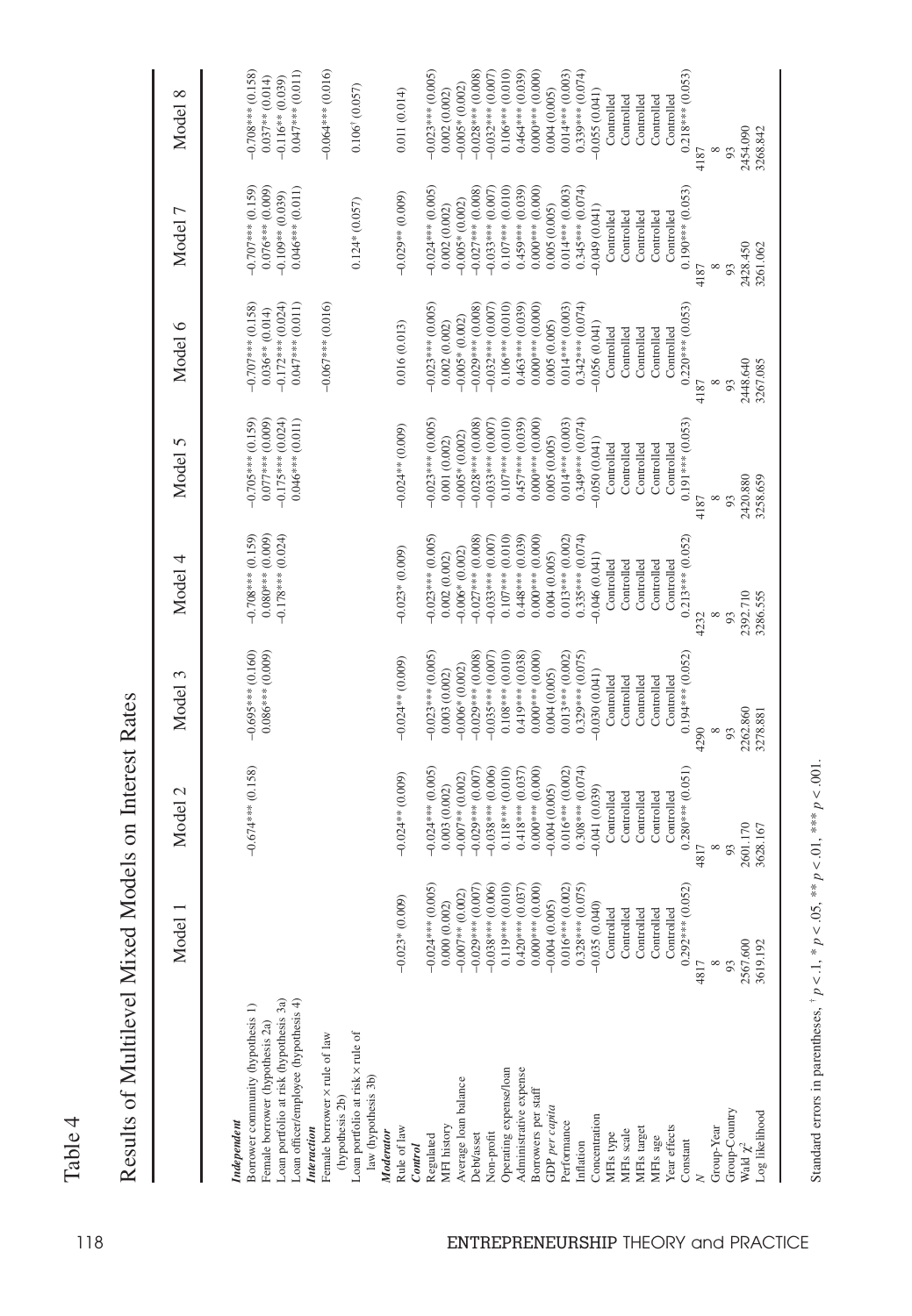Table 4

Results of Multilevel Mixed Models on Interest Rates

| | Model 1 | Model 2 | Model 3 | Model 4 | Model 5 | Model 6 | Model 7 | Model 8 |
|---|---|---|---|---|---|---|---|---|
| ***Independent*** | | | | | | | | |
| Borrower community (hypothesis 1) | | −0.674*** (0.158) | −0.695*** (0.160) | −0.708*** (0.159) | −0.705*** (0.159) | −0.707*** (0.158) | −0.707*** (0.159) | −0.708*** (0.158) |
| Female borrower (hypothesis 2a) | | | 0.086*** (0.009) | 0.080*** (0.009) | 0.077*** (0.009) | 0.036** (0.014) | 0.076*** (0.009) | 0.037** (0.014) |
| Loan portfolio at risk (hypothesis 3a) | | | | −0.178*** (0.024) | −0.175*** (0.024) | −0.172*** (0.024) | −0.109** (0.039) | −0.116** (0.039) |
| Loan officer/employee (hypothesis 4) | | | | | 0.046*** (0.011) | 0.047*** (0.011) | 0.046*** (0.011) | 0.047*** (0.011) |
| ***Interaction*** | | | | | | | | |
| Female borrower × rule of law (hypothesis 2b) | | | | | | −0.067*** (0.016) | | −0.064*** (0.016) |
| Loan portfolio at risk × rule of law (hypothesis 3b) | | | | | | | 0.124* (0.057) | 0.106† (0.057) |
| ***Moderator*** | | | | | | | | |
| Rule of law | −0.023* (0.009) | −0.024** (0.009) | −0.024** (0.009) | −0.023* (0.009) | −0.024** (0.009) | 0.016 (0.013) | −0.029** (0.009) | 0.011 (0.014) |
| ***Control*** | | | | | | | | |
| Regulated | −0.024*** (0.005) | −0.024*** (0.005) | −0.023*** (0.005) | −0.023*** (0.005) | −0.023*** (0.005) | −0.023*** (0.005) | −0.024*** (0.005) | −0.023*** (0.005) |
| MFI history | 0.000 (0.002) | 0.003 (0.002) | 0.003 (0.002) | 0.002 (0.002) | 0.001 (0.002) | 0.002 (0.002) | 0.002 (0.002) | 0.002 (0.002) |
| Average loan balance | −0.007** (0.002) | −0.007** (0.002) | −0.006* (0.002) | −0.006* (0.002) | −0.005* (0.002) | −0.005* (0.002) | −0.005* (0.002) | −0.005* (0.002) |
| Debt/asset | −0.029*** (0.007) | −0.029*** (0.007) | −0.029*** (0.008) | −0.027*** (0.008) | −0.028*** (0.008) | −0.029*** (0.008) | −0.027*** (0.008) | −0.028*** (0.008) |
| Non-profit | −0.038*** (0.006) | −0.038*** (0.006) | −0.035*** (0.007) | −0.033*** (0.007) | −0.033*** (0.007) | −0.032*** (0.007) | −0.033*** (0.007) | −0.032*** (0.007) |
| Operating expense/loan | 0.119*** (0.010) | 0.118*** (0.010) | 0.108*** (0.010) | 0.107*** (0.010) | 0.107*** (0.010) | 0.106*** (0.010) | 0.107*** (0.010) | 0.106*** (0.010) |
| Administrative expense | 0.420*** (0.037) | 0.418*** (0.037) | 0.419*** (0.038) | 0.448*** (0.039) | 0.457*** (0.039) | 0.463*** (0.039) | 0.459*** (0.039) | 0.464*** (0.039) |
| Borrowers per staff | 0.000*** (0.000) | 0.000*** (0.000) | 0.000*** (0.000) | 0.000*** (0.000) | 0.000*** (0.000) | 0.000*** (0.000) | 0.000*** (0.000) | 0.000*** (0.000) |
| *GDP per capita* | −0.004 (0.005) | −0.004 (0.005) | 0.004 (0.005) | 0.004 (0.005) | 0.005 (0.005) | 0.005 (0.005) | 0.005 (0.005) | 0.004 (0.005) |
| Performance | 0.016*** (0.002) | 0.016*** (0.002) | 0.013*** (0.002) | 0.013*** (0.002) | 0.014*** (0.003) | 0.014*** (0.003) | 0.014*** (0.003) | 0.014*** (0.003) |
| Inflation | 0.328*** (0.075) | 0.308*** (0.074) | 0.329*** (0.075) | 0.335*** (0.074) | 0.349*** (0.074) | 0.342*** (0.074) | 0.345*** (0.074) | 0.339*** (0.074) |
| Concentration | −0.035 (0.040) | −0.041 (0.039) | −0.030 (0.041) | −0.046 (0.041) | −0.050 (0.041) | −0.056 (0.041) | −0.049 (0.041) | −0.055 (0.041) |
| MFIs type | Controlled | Controlled | Controlled | Controlled | Controlled | Controlled | Controlled | Controlled |
| MFIs scale | Controlled | Controlled | Controlled | Controlled | Controlled | Controlled | Controlled | Controlled |
| MFIs target | Controlled | Controlled | Controlled | Controlled | Controlled | Controlled | Controlled | Controlled |
| MFIs age | Controlled | Controlled | Controlled | Controlled | Controlled | Controlled | Controlled | Controlled |
| Year effects | Controlled | Controlled | Controlled | Controlled | Controlled | Controlled | Controlled | Controlled |
| Constant | 0.292*** (0.052) | 0.280*** (0.051) | 0.194*** (0.052) | 0.213*** (0.052) | 0.191*** (0.053) | 0.220*** (0.053) | 0.190*** (0.053) | 0.218*** (0.053) |
| *N* | 4817 | 4817 | 4290 | 4232 | 4187 | 4187 | 4187 | 4187 |
| Group-Year | 8 | 8 | 8 | 8 | 8 | 8 | 8 | 8 |
| Group-Country | 93 | 93 | 93 | 93 | 93 | 93 | 93 | 93 |
| Wald $\chi^2$ | 2567.600 | 2601.170 | 2262.860 | 2392.710 | 2420.880 | 2448.640 | 2428.450 | 2454.090 |
| Log likelihood | 3619.192 | 3628.167 | 3278.881 | 3286.555 | 3258.659 | 3267.085 | 3261.062 | 3268.842 |

Standard errors in parentheses, † $p < .1$, * $p < .05$, ** $p < .01$, *** $p < .001$.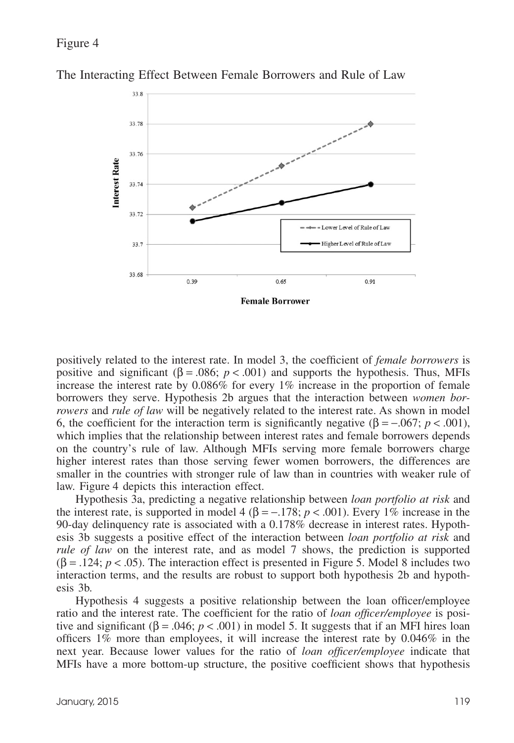Figure 4

The Interacting Effect Between Female Borrowers and Rule of Law

positively related to the interest rate. In model 3, the coefficient of *female borrowers* is positive and significant ($\beta = .086$; $p < .001$) and supports the hypothesis. Thus, MFIs increase the interest rate by 0.086% for every 1% increase in the proportion of female borrowers they serve. Hypothesis 2b argues that the interaction between *women borrowers* and *rule of law* will be negatively related to the interest rate. As shown in model 6, the coefficient for the interaction term is significantly negative ($\beta = -.067$; $p < .001$), which implies that the relationship between interest rates and female borrowers depends on the country's rule of law. Although MFIs serving more female borrowers charge higher interest rates than those serving fewer women borrowers, the differences are smaller in the countries with stronger rule of law than in countries with weaker rule of law. Figure 4 depicts this interaction effect.

Hypothesis 3a, predicting a negative relationship between *loan portfolio at risk* and the interest rate, is supported in model 4 ($\beta = -.178$; $p < .001$). Every 1% increase in the 90-day delinquency rate is associated with a 0.178% decrease in interest rates. Hypothesis 3b suggests a positive effect of the interaction between *loan portfolio at risk* and *rule of law* on the interest rate, and as model 7 shows, the prediction is supported ($\beta = .124$; $p < .05$). The interaction effect is presented in Figure 5. Model 8 includes two interaction terms, and the results are robust to support both hypothesis 2b and hypothesis 3b.

Hypothesis 4 suggests a positive relationship between the loan officer/employee ratio and the interest rate. The coefficient for the ratio of *loan officer/employee* is positive and significant ($\beta = .046$; $p < .001$) in model 5. It suggests that if an MFI hires loan officers 1% more than employees, it will increase the interest rate by 0.046% in the next year. Because lower values for the ratio of *loan officer/employee* indicate that MFIs have a more bottom-up structure, the positive coefficient shows that hypothesis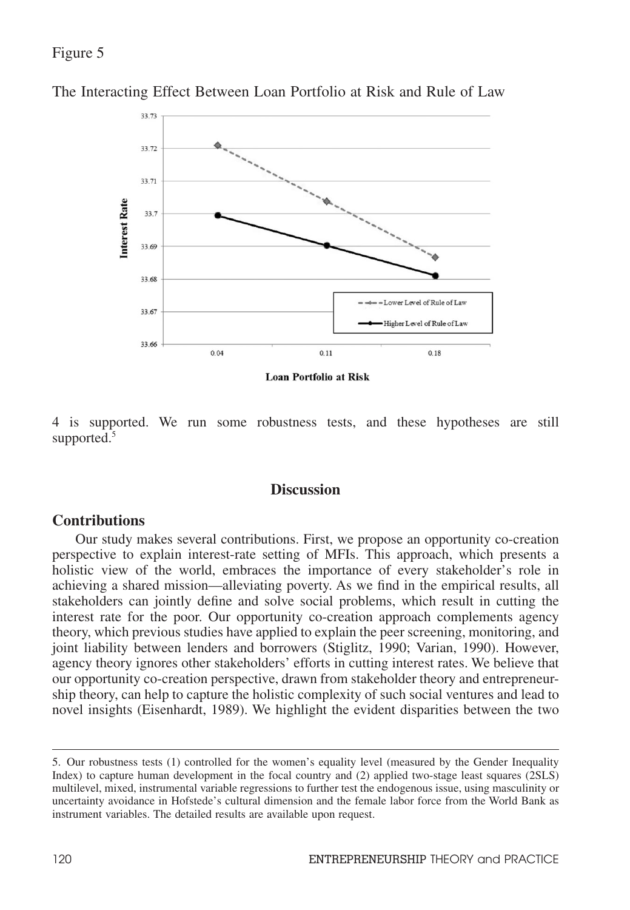Figure 5

The Interacting Effect Between Loan Portfolio at Risk and Rule of Law

4 is supported. We run some robustness tests, and these hypotheses are still supported.[5]

## Discussion

### Contributions

Our study makes several contributions. First, we propose an opportunity co-creation perspective to explain interest-rate setting of MFIs. This approach, which presents a holistic view of the world, embraces the importance of every stakeholder's role in achieving a shared mission—alleviating poverty. As we find in the empirical results, all stakeholders can jointly define and solve social problems, which result in cutting the interest rate for the poor. Our opportunity co-creation approach complements agency theory, which previous studies have applied to explain the peer screening, monitoring, and joint liability between lenders and borrowers (Stiglitz, 1990; Varian, 1990). However, agency theory ignores other stakeholders' efforts in cutting interest rates. We believe that our opportunity co-creation perspective, drawn from stakeholder theory and entrepreneurship theory, can help to capture the holistic complexity of such social ventures and lead to novel insights (Eisenhardt, 1989). We highlight the evident disparities between the two

---

5. Our robustness tests (1) controlled for the women's equality level (measured by the Gender Inequality Index) to capture human development in the focal country and (2) applied two-stage least squares (2SLS) multilevel, mixed, instrumental variable regressions to further test the endogenous issue, using masculinity or uncertainty avoidance in Hofstede's cultural dimension and the female labor force from the World Bank as instrument variables. The detailed results are available upon request.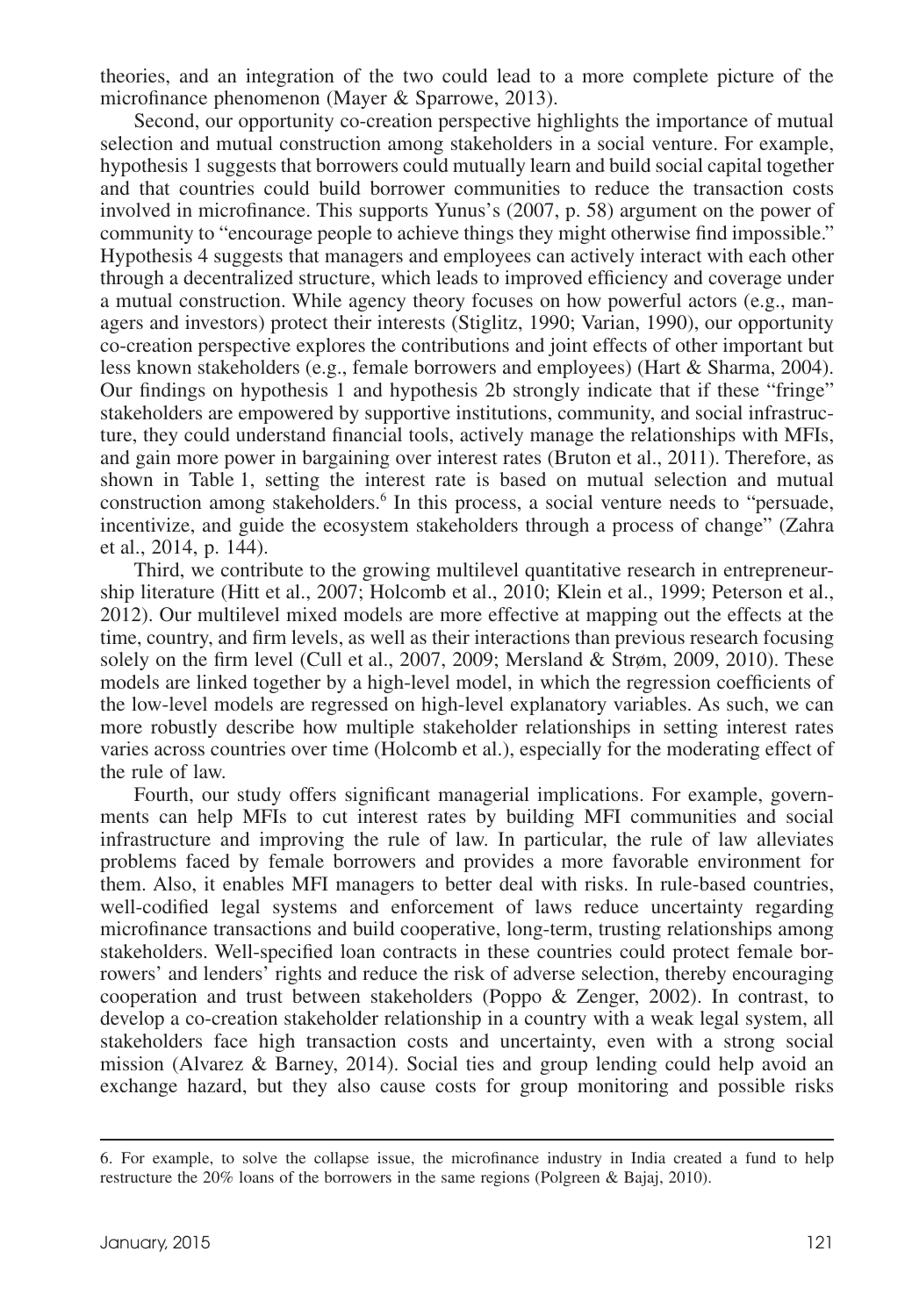theories, and an integration of the two could lead to a more complete picture of the microfinance phenomenon (Mayer & Sparrowe, 2013).

Second, our opportunity co-creation perspective highlights the importance of mutual selection and mutual construction among stakeholders in a social venture. For example, hypothesis 1 suggests that borrowers could mutually learn and build social capital together and that countries could build borrower communities to reduce the transaction costs involved in microfinance. This supports Yunus's (2007, p. 58) argument on the power of community to "encourage people to achieve things they might otherwise find impossible." Hypothesis 4 suggests that managers and employees can actively interact with each other through a decentralized structure, which leads to improved efficiency and coverage under a mutual construction. While agency theory focuses on how powerful actors (e.g., managers and investors) protect their interests (Stiglitz, 1990; Varian, 1990), our opportunity co-creation perspective explores the contributions and joint effects of other important but less known stakeholders (e.g., female borrowers and employees) (Hart & Sharma, 2004). Our findings on hypothesis 1 and hypothesis 2b strongly indicate that if these "fringe" stakeholders are empowered by supportive institutions, community, and social infrastructure, they could understand financial tools, actively manage the relationships with MFIs, and gain more power in bargaining over interest rates (Bruton et al., 2011). Therefore, as shown in Table 1, setting the interest rate is based on mutual selection and mutual construction among stakeholders.[6] In this process, a social venture needs to "persuade, incentivize, and guide the ecosystem stakeholders through a process of change" (Zahra et al., 2014, p. 144).

Third, we contribute to the growing multilevel quantitative research in entrepreneurship literature (Hitt et al., 2007; Holcomb et al., 2010; Klein et al., 1999; Peterson et al., 2012). Our multilevel mixed models are more effective at mapping out the effects at the time, country, and firm levels, as well as their interactions than previous research focusing solely on the firm level (Cull et al., 2007, 2009; Mersland & Strøm, 2009, 2010). These models are linked together by a high-level model, in which the regression coefficients of the low-level models are regressed on high-level explanatory variables. As such, we can more robustly describe how multiple stakeholder relationships in setting interest rates varies across countries over time (Holcomb et al.), especially for the moderating effect of the rule of law.

Fourth, our study offers significant managerial implications. For example, governments can help MFIs to cut interest rates by building MFI communities and social infrastructure and improving the rule of law. In particular, the rule of law alleviates problems faced by female borrowers and provides a more favorable environment for them. Also, it enables MFI managers to better deal with risks. In rule-based countries, well-codified legal systems and enforcement of laws reduce uncertainty regarding microfinance transactions and build cooperative, long-term, trusting relationships among stakeholders. Well-specified loan contracts in these countries could protect female borrowers' and lenders' rights and reduce the risk of adverse selection, thereby encouraging cooperation and trust between stakeholders (Poppo & Zenger, 2002). In contrast, to develop a co-creation stakeholder relationship in a country with a weak legal system, all stakeholders face high transaction costs and uncertainty, even with a strong social mission (Alvarez & Barney, 2014). Social ties and group lending could help avoid an exchange hazard, but they also cause costs for group monitoring and possible risks

6. For example, to solve the collapse issue, the microfinance industry in India created a fund to help restructure the 20% loans of the borrowers in the same regions (Polgreen & Bajaj, 2010).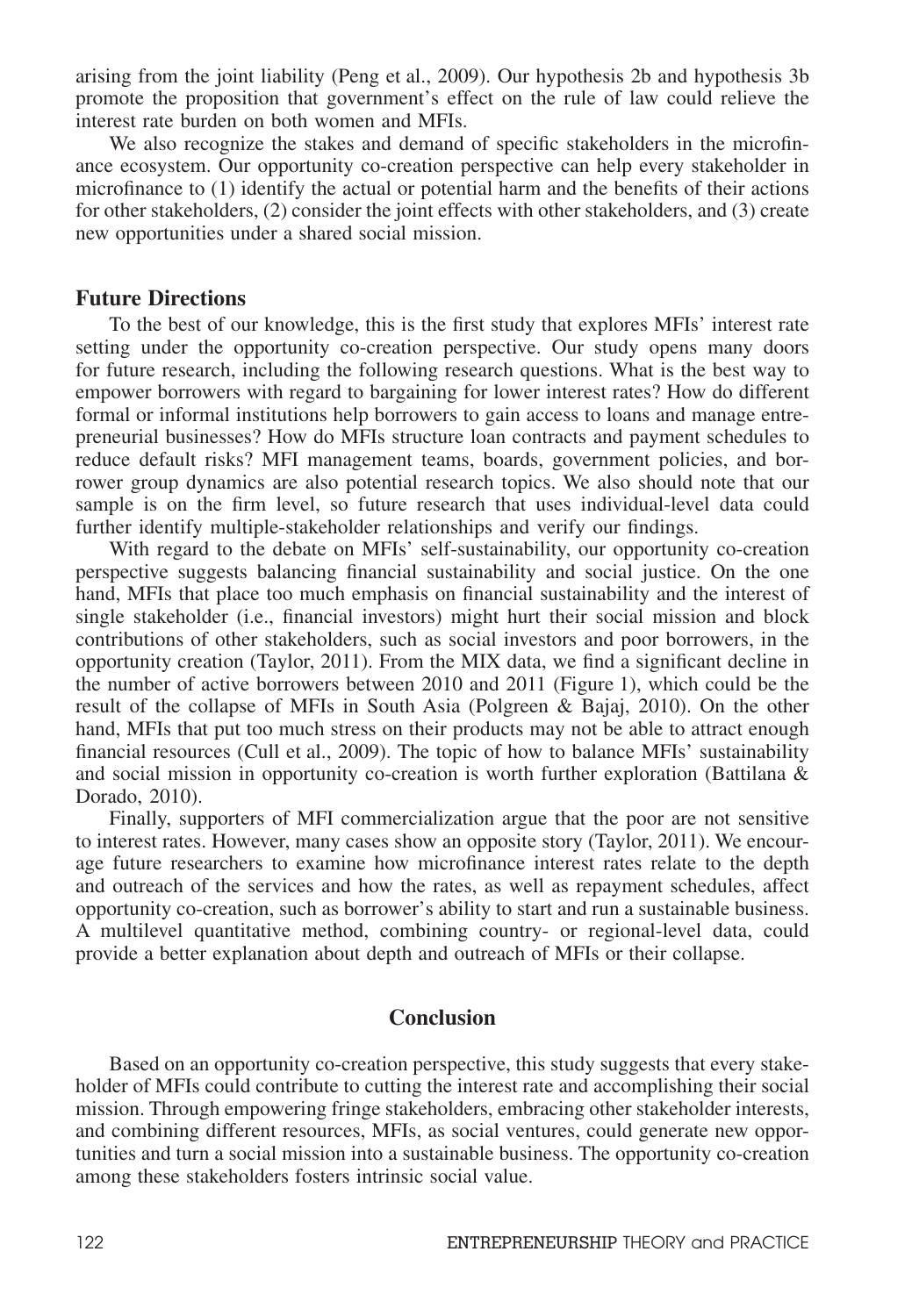arising from the joint liability (Peng et al., 2009). Our hypothesis 2b and hypothesis 3b promote the proposition that government's effect on the rule of law could relieve the interest rate burden on both women and MFIs.

We also recognize the stakes and demand of specific stakeholders in the microfinance ecosystem. Our opportunity co-creation perspective can help every stakeholder in microfinance to (1) identify the actual or potential harm and the benefits of their actions for other stakeholders, (2) consider the joint effects with other stakeholders, and (3) create new opportunities under a shared social mission.

### Future Directions

To the best of our knowledge, this is the first study that explores MFIs' interest rate setting under the opportunity co-creation perspective. Our study opens many doors for future research, including the following research questions. What is the best way to empower borrowers with regard to bargaining for lower interest rates? How do different formal or informal institutions help borrowers to gain access to loans and manage entrepreneurial businesses? How do MFIs structure loan contracts and payment schedules to reduce default risks? MFI management teams, boards, government policies, and borrower group dynamics are also potential research topics. We also should note that our sample is on the firm level, so future research that uses individual-level data could further identify multiple-stakeholder relationships and verify our findings.

With regard to the debate on MFIs' self-sustainability, our opportunity co-creation perspective suggests balancing financial sustainability and social justice. On the one hand, MFIs that place too much emphasis on financial sustainability and the interest of single stakeholder (i.e., financial investors) might hurt their social mission and block contributions of other stakeholders, such as social investors and poor borrowers, in the opportunity creation (Taylor, 2011). From the MIX data, we find a significant decline in the number of active borrowers between 2010 and 2011 (Figure 1), which could be the result of the collapse of MFIs in South Asia (Polgreen & Bajaj, 2010). On the other hand, MFIs that put too much stress on their products may not be able to attract enough financial resources (Cull et al., 2009). The topic of how to balance MFIs' sustainability and social mission in opportunity co-creation is worth further exploration (Battilana & Dorado, 2010).

Finally, supporters of MFI commercialization argue that the poor are not sensitive to interest rates. However, many cases show an opposite story (Taylor, 2011). We encourage future researchers to examine how microfinance interest rates relate to the depth and outreach of the services and how the rates, as well as repayment schedules, affect opportunity co-creation, such as borrower's ability to start and run a sustainable business. A multilevel quantitative method, combining country- or regional-level data, could provide a better explanation about depth and outreach of MFIs or their collapse.

## Conclusion

Based on an opportunity co-creation perspective, this study suggests that every stakeholder of MFIs could contribute to cutting the interest rate and accomplishing their social mission. Through empowering fringe stakeholders, embracing other stakeholder interests, and combining different resources, MFIs, as social ventures, could generate new opportunities and turn a social mission into a sustainable business. The opportunity co-creation among these stakeholders fosters intrinsic social value.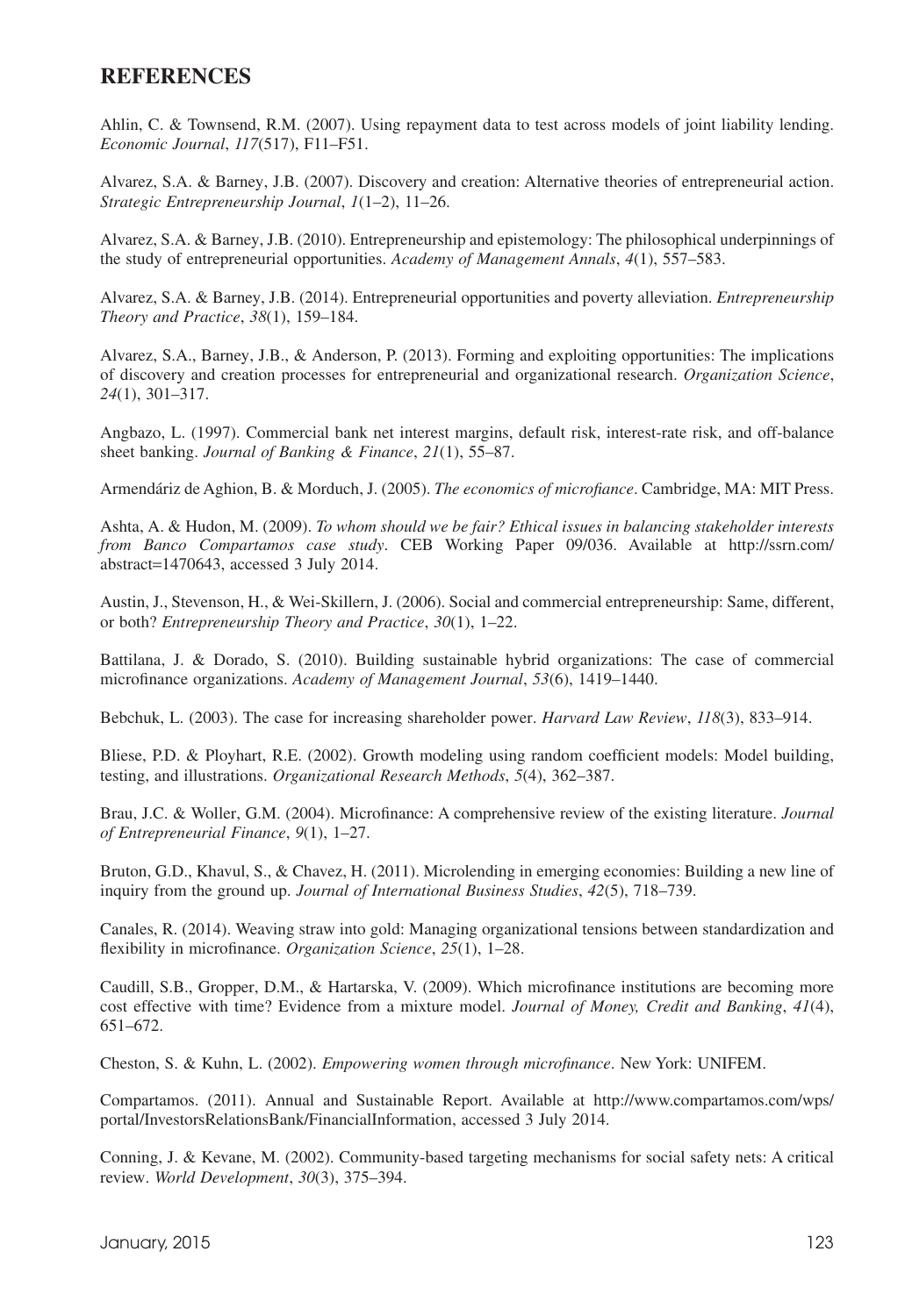## REFERENCES

Ahlin, C. & Townsend, R.M. (2007). Using repayment data to test across models of joint liability lending. *Economic Journal*, *117*(517), F11–F51.

Alvarez, S.A. & Barney, J.B. (2007). Discovery and creation: Alternative theories of entrepreneurial action. *Strategic Entrepreneurship Journal*, *1*(1–2), 11–26.

Alvarez, S.A. & Barney, J.B. (2010). Entrepreneurship and epistemology: The philosophical underpinnings of the study of entrepreneurial opportunities. *Academy of Management Annals*, *4*(1), 557–583.

Alvarez, S.A. & Barney, J.B. (2014). Entrepreneurial opportunities and poverty alleviation. *Entrepreneurship Theory and Practice*, *38*(1), 159–184.

Alvarez, S.A., Barney, J.B., & Anderson, P. (2013). Forming and exploiting opportunities: The implications of discovery and creation processes for entrepreneurial and organizational research. *Organization Science*, *24*(1), 301–317.

Angbazo, L. (1997). Commercial bank net interest margins, default risk, interest-rate risk, and off-balance sheet banking. *Journal of Banking & Finance*, *21*(1), 55–87.

Armendáriz de Aghion, B. & Morduch, J. (2005). *The economics of microfiance*. Cambridge, MA: MIT Press.

Ashta, A. & Hudon, M. (2009). *To whom should we be fair? Ethical issues in balancing stakeholder interests from Banco Compartamos case study*. CEB Working Paper 09/036. Available at http://ssrn.com/abstract=1470643, accessed 3 July 2014.

Austin, J., Stevenson, H., & Wei-Skillern, J. (2006). Social and commercial entrepreneurship: Same, different, or both? *Entrepreneurship Theory and Practice*, *30*(1), 1–22.

Battilana, J. & Dorado, S. (2010). Building sustainable hybrid organizations: The case of commercial microfinance organizations. *Academy of Management Journal*, *53*(6), 1419–1440.

Bebchuk, L. (2003). The case for increasing shareholder power. *Harvard Law Review*, *118*(3), 833–914.

Bliese, P.D. & Ployhart, R.E. (2002). Growth modeling using random coefficient models: Model building, testing, and illustrations. *Organizational Research Methods*, *5*(4), 362–387.

Brau, J.C. & Woller, G.M. (2004). Microfinance: A comprehensive review of the existing literature. *Journal of Entrepreneurial Finance*, *9*(1), 1–27.

Bruton, G.D., Khavul, S., & Chavez, H. (2011). Microlending in emerging economies: Building a new line of inquiry from the ground up. *Journal of International Business Studies*, *42*(5), 718–739.

Canales, R. (2014). Weaving straw into gold: Managing organizational tensions between standardization and flexibility in microfinance. *Organization Science*, *25*(1), 1–28.

Caudill, S.B., Gropper, D.M., & Hartarska, V. (2009). Which microfinance institutions are becoming more cost effective with time? Evidence from a mixture model. *Journal of Money, Credit and Banking*, *41*(4), 651–672.

Cheston, S. & Kuhn, L. (2002). *Empowering women through microfinance*. New York: UNIFEM.

Compartamos. (2011). Annual and Sustainable Report. Available at http://www.compartamos.com/wps/portal/InvestorsRelationsBank/FinancialInformation, accessed 3 July 2014.

Conning, J. & Kevane, M. (2002). Community-based targeting mechanisms for social safety nets: A critical review. *World Development*, *30*(3), 375–394.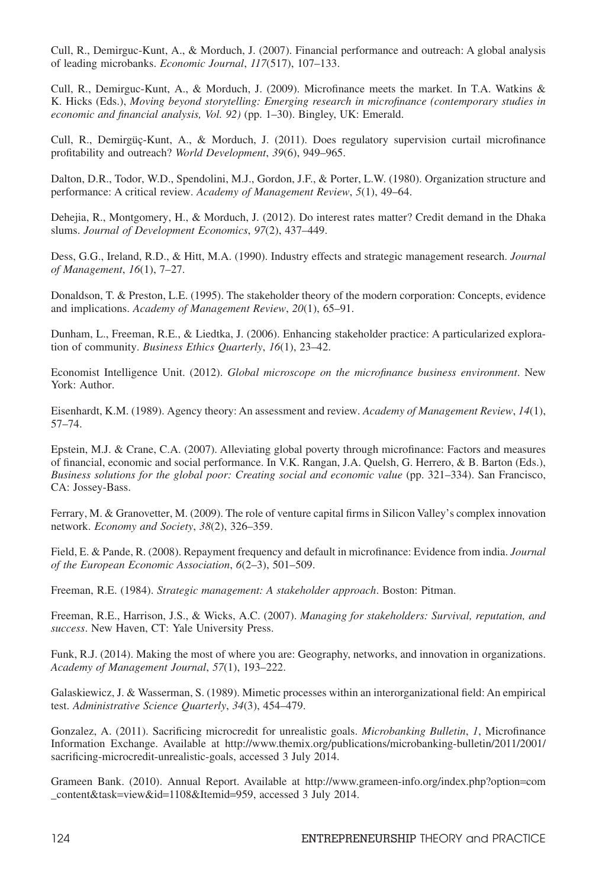Cull, R., Demirguc-Kunt, A., & Morduch, J. (2007). Financial performance and outreach: A global analysis of leading microbanks. *Economic Journal*, *117*(517), 107–133.

Cull, R., Demirguc-Kunt, A., & Morduch, J. (2009). Microfinance meets the market. In T.A. Watkins & K. Hicks (Eds.), *Moving beyond storytelling: Emerging research in microfinance (contemporary studies in economic and financial analysis, Vol. 92)* (pp. 1–30). Bingley, UK: Emerald.

Cull, R., Demirgüç-Kunt, A., & Morduch, J. (2011). Does regulatory supervision curtail microfinance profitability and outreach? *World Development*, *39*(6), 949–965.

Dalton, D.R., Todor, W.D., Spendolini, M.J., Gordon, J.F., & Porter, L.W. (1980). Organization structure and performance: A critical review. *Academy of Management Review*, *5*(1), 49–64.

Dehejia, R., Montgomery, H., & Morduch, J. (2012). Do interest rates matter? Credit demand in the Dhaka slums. *Journal of Development Economics*, *97*(2), 437–449.

Dess, G.G., Ireland, R.D., & Hitt, M.A. (1990). Industry effects and strategic management research. *Journal of Management*, *16*(1), 7–27.

Donaldson, T. & Preston, L.E. (1995). The stakeholder theory of the modern corporation: Concepts, evidence and implications. *Academy of Management Review*, *20*(1), 65–91.

Dunham, L., Freeman, R.E., & Liedtka, J. (2006). Enhancing stakeholder practice: A particularized exploration of community. *Business Ethics Quarterly*, *16*(1), 23–42.

Economist Intelligence Unit. (2012). *Global microscope on the microfinance business environment*. New York: Author.

Eisenhardt, K.M. (1989). Agency theory: An assessment and review. *Academy of Management Review*, *14*(1), 57–74.

Epstein, M.J. & Crane, C.A. (2007). Alleviating global poverty through microfinance: Factors and measures of financial, economic and social performance. In V.K. Rangan, J.A. Quelsh, G. Herrero, & B. Barton (Eds.), *Business solutions for the global poor: Creating social and economic value* (pp. 321–334). San Francisco, CA: Jossey-Bass.

Ferrary, M. & Granovetter, M. (2009). The role of venture capital firms in Silicon Valley's complex innovation network. *Economy and Society*, *38*(2), 326–359.

Field, E. & Pande, R. (2008). Repayment frequency and default in microfinance: Evidence from india. *Journal of the European Economic Association*, *6*(2–3), 501–509.

Freeman, R.E. (1984). *Strategic management: A stakeholder approach*. Boston: Pitman.

Freeman, R.E., Harrison, J.S., & Wicks, A.C. (2007). *Managing for stakeholders: Survival, reputation, and success*. New Haven, CT: Yale University Press.

Funk, R.J. (2014). Making the most of where you are: Geography, networks, and innovation in organizations. *Academy of Management Journal*, *57*(1), 193–222.

Galaskiewicz, J. & Wasserman, S. (1989). Mimetic processes within an interorganizational field: An empirical test. *Administrative Science Quarterly*, *34*(3), 454–479.

Gonzalez, A. (2011). Sacrificing microcredit for unrealistic goals. *Microbanking Bulletin*, *1*, Microfinance Information Exchange. Available at http://www.themix.org/publications/microbanking-bulletin/2011/2001/sacrificing-microcredit-unrealistic-goals, accessed 3 July 2014.

Grameen Bank. (2010). Annual Report. Available at http://www.grameen-info.org/index.php?option=com_content&task=view&id=1108&Itemid=959, accessed 3 July 2014.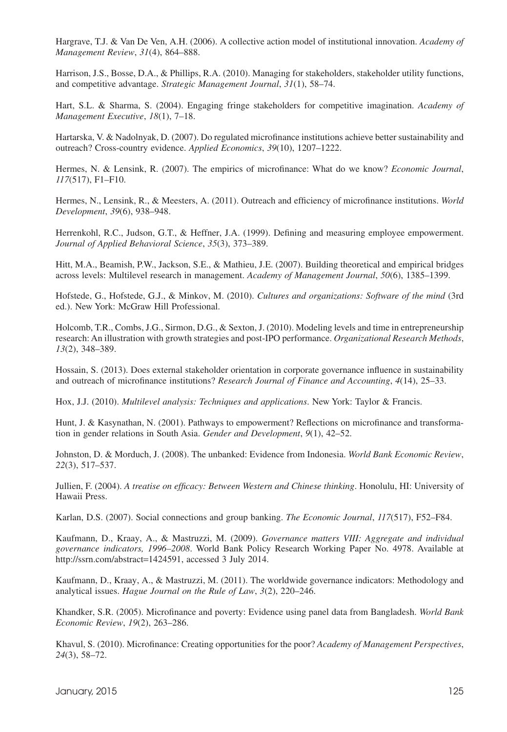Hargrave, T.J. & Van De Ven, A.H. (2006). A collective action model of institutional innovation. *Academy of Management Review*, *31*(4), 864–888.

Harrison, J.S., Bosse, D.A., & Phillips, R.A. (2010). Managing for stakeholders, stakeholder utility functions, and competitive advantage. *Strategic Management Journal*, *31*(1), 58–74.

Hart, S.L. & Sharma, S. (2004). Engaging fringe stakeholders for competitive imagination. *Academy of Management Executive*, *18*(1), 7–18.

Hartarska, V. & Nadolnyak, D. (2007). Do regulated microfinance institutions achieve better sustainability and outreach? Cross-country evidence. *Applied Economics*, *39*(10), 1207–1222.

Hermes, N. & Lensink, R. (2007). The empirics of microfinance: What do we know? *Economic Journal*, *117*(517), F1–F10.

Hermes, N., Lensink, R., & Meesters, A. (2011). Outreach and efficiency of microfinance institutions. *World Development*, *39*(6), 938–948.

Herrenkohl, R.C., Judson, G.T., & Heffner, J.A. (1999). Defining and measuring employee empowerment. *Journal of Applied Behavioral Science*, *35*(3), 373–389.

Hitt, M.A., Beamish, P.W., Jackson, S.E., & Mathieu, J.E. (2007). Building theoretical and empirical bridges across levels: Multilevel research in management. *Academy of Management Journal*, *50*(6), 1385–1399.

Hofstede, G., Hofstede, G.J., & Minkov, M. (2010). *Cultures and organizations: Software of the mind* (3rd ed.). New York: McGraw Hill Professional.

Holcomb, T.R., Combs, J.G., Sirmon, D.G., & Sexton, J. (2010). Modeling levels and time in entrepreneurship research: An illustration with growth strategies and post-IPO performance. *Organizational Research Methods*, *13*(2), 348–389.

Hossain, S. (2013). Does external stakeholder orientation in corporate governance influence in sustainability and outreach of microfinance institutions? *Research Journal of Finance and Accounting*, *4*(14), 25–33.

Hox, J.J. (2010). *Multilevel analysis: Techniques and applications*. New York: Taylor & Francis.

Hunt, J. & Kasynathan, N. (2001). Pathways to empowerment? Reflections on microfinance and transformation in gender relations in South Asia. *Gender and Development*, *9*(1), 42–52.

Johnston, D. & Morduch, J. (2008). The unbanked: Evidence from Indonesia. *World Bank Economic Review*, *22*(3), 517–537.

Jullien, F. (2004). *A treatise on efficacy: Between Western and Chinese thinking*. Honolulu, HI: University of Hawaii Press.

Karlan, D.S. (2007). Social connections and group banking. *The Economic Journal*, *117*(517), F52–F84.

Kaufmann, D., Kraay, A., & Mastruzzi, M. (2009). *Governance matters VIII: Aggregate and individual governance indicators, 1996–2008*. World Bank Policy Research Working Paper No. 4978. Available at http://ssrn.com/abstract=1424591, accessed 3 July 2014.

Kaufmann, D., Kraay, A., & Mastruzzi, M. (2011). The worldwide governance indicators: Methodology and analytical issues. *Hague Journal on the Rule of Law*, *3*(2), 220–246.

Khandker, S.R. (2005). Microfinance and poverty: Evidence using panel data from Bangladesh. *World Bank Economic Review*, *19*(2), 263–286.

Khavul, S. (2010). Microfinance: Creating opportunities for the poor? *Academy of Management Perspectives*, *24*(3), 58–72.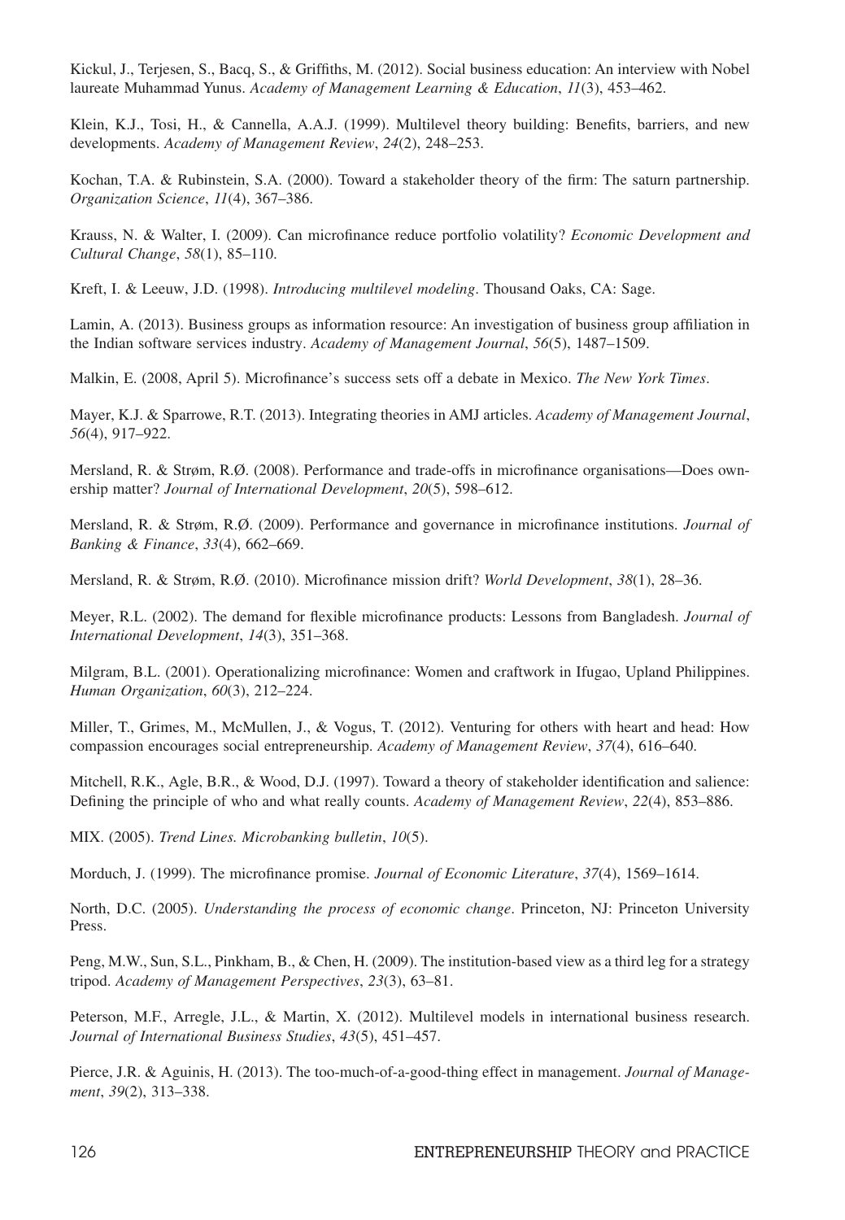Kickul, J., Terjesen, S., Bacq, S., & Griffiths, M. (2012). Social business education: An interview with Nobel laureate Muhammad Yunus. *Academy of Management Learning & Education*, *11*(3), 453–462.

Klein, K.J., Tosi, H., & Cannella, A.A.J. (1999). Multilevel theory building: Benefits, barriers, and new developments. *Academy of Management Review*, *24*(2), 248–253.

Kochan, T.A. & Rubinstein, S.A. (2000). Toward a stakeholder theory of the firm: The saturn partnership. *Organization Science*, *11*(4), 367–386.

Krauss, N. & Walter, I. (2009). Can microfinance reduce portfolio volatility? *Economic Development and Cultural Change*, *58*(1), 85–110.

Kreft, I. & Leeuw, J.D. (1998). *Introducing multilevel modeling*. Thousand Oaks, CA: Sage.

Lamin, A. (2013). Business groups as information resource: An investigation of business group affiliation in the Indian software services industry. *Academy of Management Journal*, *56*(5), 1487–1509.

Malkin, E. (2008, April 5). Microfinance's success sets off a debate in Mexico. *The New York Times*.

Mayer, K.J. & Sparrowe, R.T. (2013). Integrating theories in AMJ articles. *Academy of Management Journal*, *56*(4), 917–922.

Mersland, R. & Strøm, R.Ø. (2008). Performance and trade-offs in microfinance organisations—Does ownership matter? *Journal of International Development*, *20*(5), 598–612.

Mersland, R. & Strøm, R.Ø. (2009). Performance and governance in microfinance institutions. *Journal of Banking & Finance*, *33*(4), 662–669.

Mersland, R. & Strøm, R.Ø. (2010). Microfinance mission drift? *World Development*, *38*(1), 28–36.

Meyer, R.L. (2002). The demand for flexible microfinance products: Lessons from Bangladesh. *Journal of International Development*, *14*(3), 351–368.

Milgram, B.L. (2001). Operationalizing microfinance: Women and craftwork in Ifugao, Upland Philippines. *Human Organization*, *60*(3), 212–224.

Miller, T., Grimes, M., McMullen, J., & Vogus, T. (2012). Venturing for others with heart and head: How compassion encourages social entrepreneurship. *Academy of Management Review*, *37*(4), 616–640.

Mitchell, R.K., Agle, B.R., & Wood, D.J. (1997). Toward a theory of stakeholder identification and salience: Defining the principle of who and what really counts. *Academy of Management Review*, *22*(4), 853–886.

MIX. (2005). *Trend Lines. Microbanking bulletin*, *10*(5).

Morduch, J. (1999). The microfinance promise. *Journal of Economic Literature*, *37*(4), 1569–1614.

North, D.C. (2005). *Understanding the process of economic change*. Princeton, NJ: Princeton University Press.

Peng, M.W., Sun, S.L., Pinkham, B., & Chen, H. (2009). The institution-based view as a third leg for a strategy tripod. *Academy of Management Perspectives*, *23*(3), 63–81.

Peterson, M.F., Arregle, J.L., & Martin, X. (2012). Multilevel models in international business research. *Journal of International Business Studies*, *43*(5), 451–457.

Pierce, J.R. & Aguinis, H. (2013). The too-much-of-a-good-thing effect in management. *Journal of Management*, *39*(2), 313–338.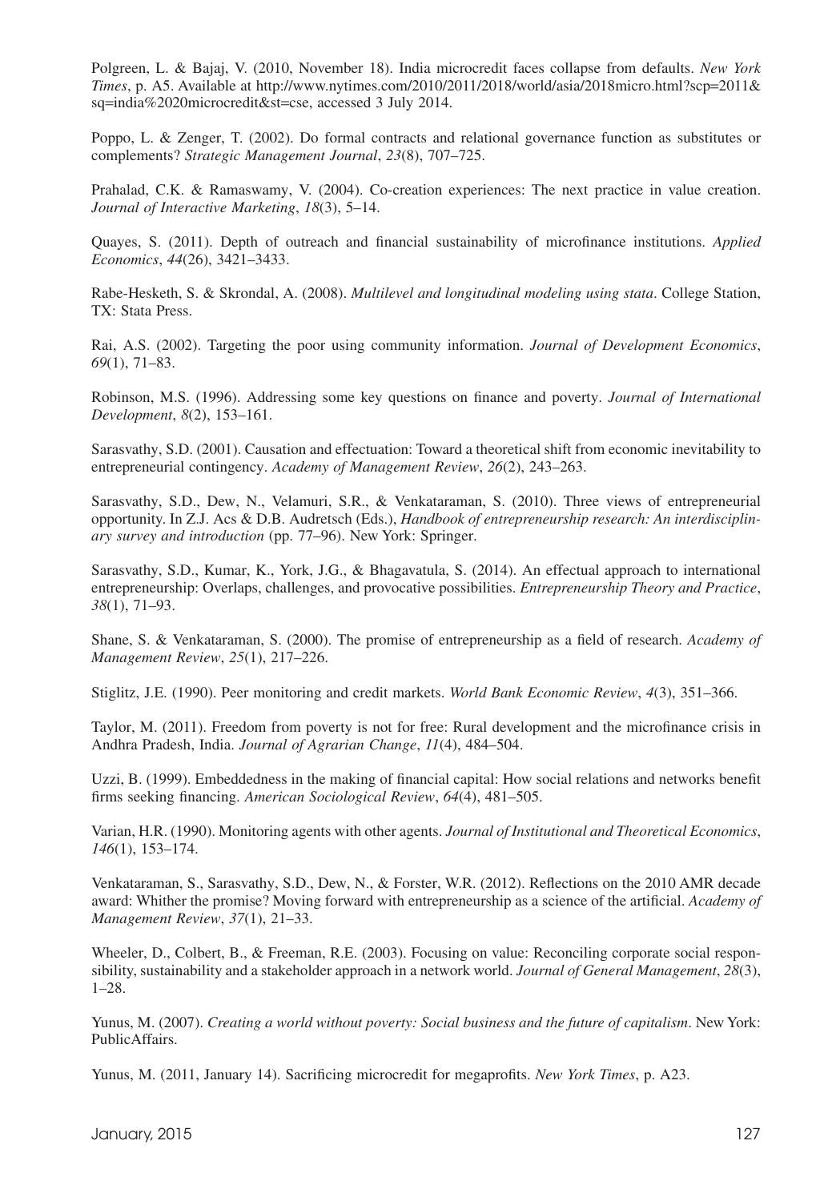Polgreen, L. & Bajaj, V. (2010, November 18). India microcredit faces collapse from defaults. *New York Times*, p. A5. Available at http://www.nytimes.com/2010/2011/2018/world/asia/2018micro.html?scp=2011&sq=india%2020microcredit&st=cse, accessed 3 July 2014.

Poppo, L. & Zenger, T. (2002). Do formal contracts and relational governance function as substitutes or complements? *Strategic Management Journal*, *23*(8), 707–725.

Prahalad, C.K. & Ramaswamy, V. (2004). Co-creation experiences: The next practice in value creation. *Journal of Interactive Marketing*, *18*(3), 5–14.

Quayes, S. (2011). Depth of outreach and financial sustainability of microfinance institutions. *Applied Economics*, *44*(26), 3421–3433.

Rabe-Hesketh, S. & Skrondal, A. (2008). *Multilevel and longitudinal modeling using stata*. College Station, TX: Stata Press.

Rai, A.S. (2002). Targeting the poor using community information. *Journal of Development Economics*, *69*(1), 71–83.

Robinson, M.S. (1996). Addressing some key questions on finance and poverty. *Journal of International Development*, *8*(2), 153–161.

Sarasvathy, S.D. (2001). Causation and effectuation: Toward a theoretical shift from economic inevitability to entrepreneurial contingency. *Academy of Management Review*, *26*(2), 243–263.

Sarasvathy, S.D., Dew, N., Velamuri, S.R., & Venkataraman, S. (2010). Three views of entrepreneurial opportunity. In Z.J. Acs & D.B. Audretsch (Eds.), *Handbook of entrepreneurship research: An interdisciplinary survey and introduction* (pp. 77–96). New York: Springer.

Sarasvathy, S.D., Kumar, K., York, J.G., & Bhagavatula, S. (2014). An effectual approach to international entrepreneurship: Overlaps, challenges, and provocative possibilities. *Entrepreneurship Theory and Practice*, *38*(1), 71–93.

Shane, S. & Venkataraman, S. (2000). The promise of entrepreneurship as a field of research. *Academy of Management Review*, *25*(1), 217–226.

Stiglitz, J.E. (1990). Peer monitoring and credit markets. *World Bank Economic Review*, *4*(3), 351–366.

Taylor, M. (2011). Freedom from poverty is not for free: Rural development and the microfinance crisis in Andhra Pradesh, India. *Journal of Agrarian Change*, *11*(4), 484–504.

Uzzi, B. (1999). Embeddedness in the making of financial capital: How social relations and networks benefit firms seeking financing. *American Sociological Review*, *64*(4), 481–505.

Varian, H.R. (1990). Monitoring agents with other agents. *Journal of Institutional and Theoretical Economics*, *146*(1), 153–174.

Venkataraman, S., Sarasvathy, S.D., Dew, N., & Forster, W.R. (2012). Reflections on the 2010 AMR decade award: Whither the promise? Moving forward with entrepreneurship as a science of the artificial. *Academy of Management Review*, *37*(1), 21–33.

Wheeler, D., Colbert, B., & Freeman, R.E. (2003). Focusing on value: Reconciling corporate social responsibility, sustainability and a stakeholder approach in a network world. *Journal of General Management*, *28*(3), 1–28.

Yunus, M. (2007). *Creating a world without poverty: Social business and the future of capitalism*. New York: PublicAffairs.

Yunus, M. (2011, January 14). Sacrificing microcredit for megaprofits. *New York Times*, p. A23.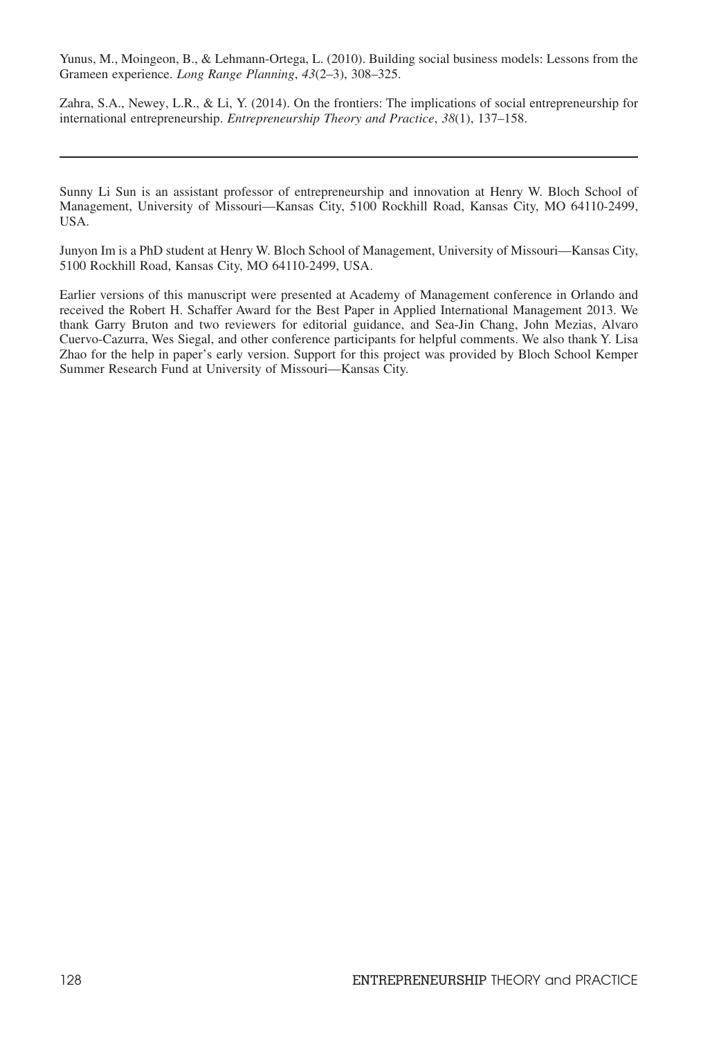Yunus, M., Moingeon, B., & Lehmann-Ortega, L. (2010). Building social business models: Lessons from the Grameen experience. *Long Range Planning*, *43*(2–3), 308–325.

Zahra, S.A., Newey, L.R., & Li, Y. (2014). On the frontiers: The implications of social entrepreneurship for international entrepreneurship. *Entrepreneurship Theory and Practice*, *38*(1), 137–158.

---

Sunny Li Sun is an assistant professor of entrepreneurship and innovation at Henry W. Bloch School of Management, University of Missouri—Kansas City, 5100 Rockhill Road, Kansas City, MO 64110-2499, USA.

Junyon Im is a PhD student at Henry W. Bloch School of Management, University of Missouri—Kansas City, 5100 Rockhill Road, Kansas City, MO 64110-2499, USA.

Earlier versions of this manuscript were presented at Academy of Management conference in Orlando and received the Robert H. Schaffer Award for the Best Paper in Applied International Management 2013. We thank Garry Bruton and two reviewers for editorial guidance, and Sea-Jin Chang, John Mezias, Alvaro Cuervo-Cazurra, Wes Siegal, and other conference participants for helpful comments. We also thank Y. Lisa Zhao for the help in paper's early version. Support for this project was provided by Bloch School Kemper Summer Research Fund at University of Missouri—Kansas City.